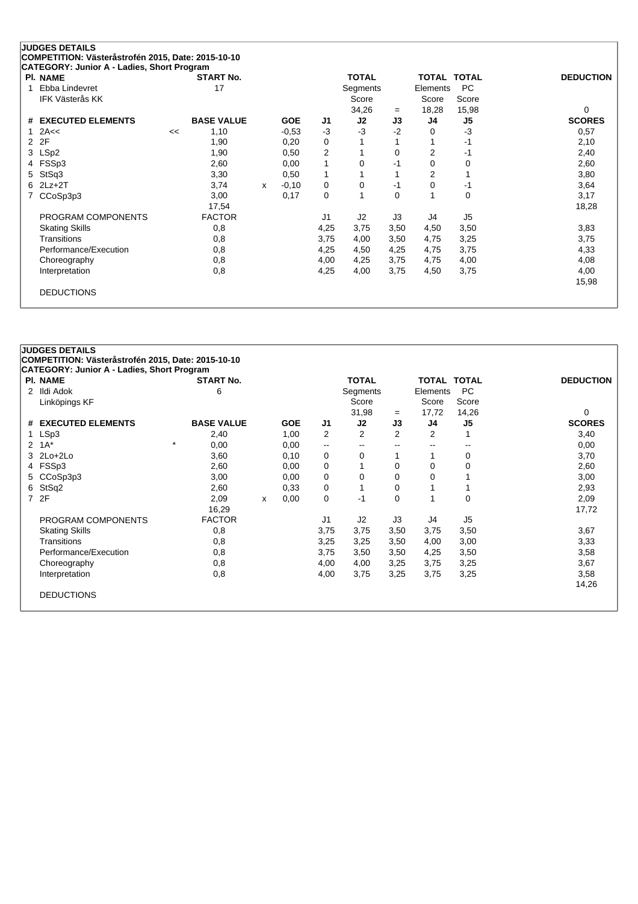## JUDGES DETAILS

**COMPETITION: Västeråstrofén 2015, Date: 2015-10-10**

**CATEGORY: Junior A - Ladies, Short Program**

| Pl. | NAME | START No. | TOTAL Segments Score | = | TOTAL Elements Score | TOTAL PC Score | DEDUCTION |
|---|---|---|---|---|---|---|---|
| 1 | Ebba Lindevret<br>IFK Västerås KK | 17 | 34,26 | = | 18,28 | 15,98 | 0 |

| # | EXECUTED ELEMENTS | | BASE VALUE | | GOE | J1 | J2 | J3 | J4 | J5 | SCORES |
|---|---|---|---|---|---|---|---|---|---|---|---|
| 1 | 2A<< | << | 1,10 | | -0,53 | -3 | -3 | -2 | 0 | -3 | 0,57 |
| 2 | 2F | | 1,90 | | 0,20 | 0 | 1 | 1 | 1 | -1 | 2,10 |
| 3 | LSp2 | | 1,90 | | 0,50 | 2 | 1 | 0 | 2 | -1 | 2,40 |
| 4 | FSSp3 | | 2,60 | | 0,00 | 1 | 0 | -1 | 0 | 0 | 2,60 |
| 5 | StSq3 | | 3,30 | | 0,50 | 1 | 1 | 1 | 2 | 1 | 3,80 |
| 6 | 2Lz+2T | | 3,74 | x | -0,10 | 0 | 0 | -1 | 0 | -1 | 3,64 |
| 7 | CCoSp3p3 | | 3,00 | | 0,17 | 0 | 1 | 0 | 1 | 0 | 3,17 |
| | | | 17,54 | | | | | | | | 18,28 |

| PROGRAM COMPONENTS | FACTOR | J1 | J2 | J3 | J4 | J5 | |
|---|---|---|---|---|---|---|---|
| Skating Skills | 0,8 | 4,25 | 3,75 | 3,50 | 4,50 | 3,50 | 3,83 |
| Transitions | 0,8 | 3,75 | 4,00 | 3,50 | 4,75 | 3,25 | 3,75 |
| Performance/Execution | 0,8 | 4,25 | 4,50 | 4,25 | 4,75 | 3,75 | 4,33 |
| Choreography | 0,8 | 4,00 | 4,25 | 3,75 | 4,75 | 4,00 | 4,08 |
| Interpretation | 0,8 | 4,25 | 4,00 | 3,75 | 4,50 | 3,75 | 4,00 |
| | | | | | | | 15,98 |

DEDUCTIONS

## JUDGES DETAILS

**COMPETITION: Västeråstrofén 2015, Date: 2015-10-10**

**CATEGORY: Junior A - Ladies, Short Program**

| Pl. | NAME | START No. | TOTAL Segments Score | = | TOTAL Elements Score | TOTAL PC Score | DEDUCTION |
|---|---|---|---|---|---|---|---|
| 2 | Ildi Adok<br>Linköpings KF | 6 | 31,98 | = | 17,72 | 14,26 | 0 |

| # | EXECUTED ELEMENTS | | BASE VALUE | | GOE | J1 | J2 | J3 | J4 | J5 | SCORES |
|---|---|---|---|---|---|---|---|---|---|---|---|
| 1 | LSp3 | | 2,40 | | 1,00 | 2 | 2 | 2 | 2 | 1 | 3,40 |
| 2 | 1A* | * | 0,00 | | 0,00 | -- | -- | -- | -- | -- | 0,00 |
| 3 | 2Lo+2Lo | | 3,60 | | 0,10 | 0 | 0 | 1 | 1 | 0 | 3,70 |
| 4 | FSSp3 | | 2,60 | | 0,00 | 0 | 1 | 0 | 0 | 0 | 2,60 |
| 5 | CCoSp3p3 | | 3,00 | | 0,00 | 0 | 0 | 0 | 0 | 1 | 3,00 |
| 6 | StSq2 | | 2,60 | | 0,33 | 0 | 1 | 0 | 1 | 1 | 2,93 |
| 7 | 2F | | 2,09 | x | 0,00 | 0 | -1 | 0 | 1 | 0 | 2,09 |
| | | | 16,29 | | | | | | | | 17,72 |

| PROGRAM COMPONENTS | FACTOR | J1 | J2 | J3 | J4 | J5 | |
|---|---|---|---|---|---|---|---|
| Skating Skills | 0,8 | 3,75 | 3,75 | 3,50 | 3,75 | 3,50 | 3,67 |
| Transitions | 0,8 | 3,25 | 3,25 | 3,50 | 4,00 | 3,00 | 3,33 |
| Performance/Execution | 0,8 | 3,75 | 3,50 | 3,50 | 4,25 | 3,50 | 3,58 |
| Choreography | 0,8 | 4,00 | 4,00 | 3,25 | 3,75 | 3,25 | 3,67 |
| Interpretation | 0,8 | 4,00 | 3,75 | 3,25 | 3,75 | 3,25 | 3,58 |
| | | | | | | | 14,26 |

DEDUCTIONS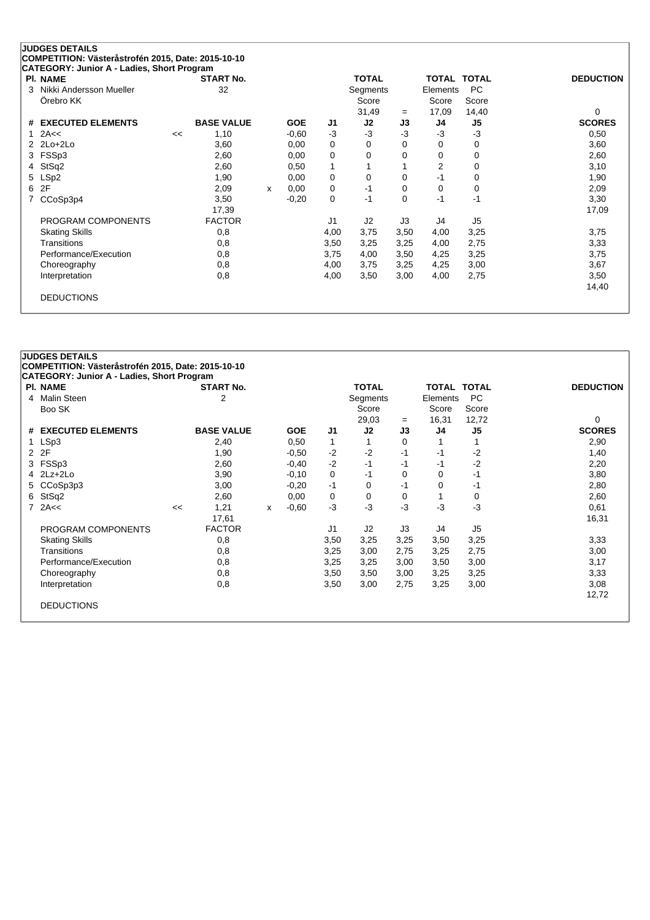## JUDGES DETAILS

**COMPETITION: Västeråstrofén 2015, Date: 2015-10-10**

**CATEGORY: Junior A - Ladies, Short Program**

| Pl. | NAME | START No. | TOTAL Segments Score | = | TOTAL Elements Score | TOTAL PC Score | DEDUCTION |
|---|---|---|---|---|---|---|---|
| 3 | Nikki Andersson Mueller, Örebro KK | 32 | 31,49 | = | 17,09 | 14,40 | 0 |

| # | EXECUTED ELEMENTS | | BASE VALUE | | GOE | J1 | J2 | J3 | J4 | J5 | SCORES |
|---|---|---|---|---|---|---|---|---|---|---|---|
| 1 | 2A<< | << | 1,10 | | -0,60 | -3 | -3 | -3 | -3 | -3 | 0,50 |
| 2 | 2Lo+2Lo | | 3,60 | | 0,00 | 0 | 0 | 0 | 0 | 0 | 3,60 |
| 3 | FSSp3 | | 2,60 | | 0,00 | 0 | 0 | 0 | 0 | 0 | 2,60 |
| 4 | StSq2 | | 2,60 | | 0,50 | 1 | 1 | 1 | 2 | 0 | 3,10 |
| 5 | LSp2 | | 1,90 | | 0,00 | 0 | 0 | 0 | -1 | 0 | 1,90 |
| 6 | 2F | | 2,09 | x | 0,00 | 0 | -1 | 0 | 0 | 0 | 2,09 |
| 7 | CCoSp3p4 | | 3,50 | | -0,20 | 0 | -1 | 0 | -1 | -1 | 3,30 |
| | | | 17,39 | | | | | | | | 17,09 |

| PROGRAM COMPONENTS | FACTOR | J1 | J2 | J3 | J4 | J5 | |
|---|---|---|---|---|---|---|---|
| Skating Skills | 0,8 | 4,00 | 3,75 | 3,50 | 4,00 | 3,25 | 3,75 |
| Transitions | 0,8 | 3,50 | 3,25 | 3,25 | 4,00 | 2,75 | 3,33 |
| Performance/Execution | 0,8 | 3,75 | 4,00 | 3,50 | 4,25 | 3,25 | 3,75 |
| Choreography | 0,8 | 4,00 | 3,75 | 3,25 | 4,25 | 3,00 | 3,67 |
| Interpretation | 0,8 | 4,00 | 3,50 | 3,00 | 4,00 | 2,75 | 3,50 |
| | | | | | | | 14,40 |

DEDUCTIONS

## JUDGES DETAILS

**COMPETITION: Västeråstrofén 2015, Date: 2015-10-10**

**CATEGORY: Junior A - Ladies, Short Program**

| Pl. | NAME | START No. | TOTAL Segments Score | = | TOTAL Elements Score | TOTAL PC Score | DEDUCTION |
|---|---|---|---|---|---|---|---|
| 4 | Malin Steen, Boo SK | 2 | 29,03 | = | 16,31 | 12,72 | 0 |

| # | EXECUTED ELEMENTS | | BASE VALUE | | GOE | J1 | J2 | J3 | J4 | J5 | SCORES |
|---|---|---|---|---|---|---|---|---|---|---|---|
| 1 | LSp3 | | 2,40 | | 0,50 | 1 | 1 | 0 | 1 | 1 | 2,90 |
| 2 | 2F | | 1,90 | | -0,50 | -2 | -2 | -1 | -1 | -2 | 1,40 |
| 3 | FSSp3 | | 2,60 | | -0,40 | -2 | -1 | -1 | -1 | -2 | 2,20 |
| 4 | 2Lz+2Lo | | 3,90 | | -0,10 | 0 | -1 | 0 | 0 | -1 | 3,80 |
| 5 | CCoSp3p3 | | 3,00 | | -0,20 | -1 | 0 | -1 | 0 | -1 | 2,80 |
| 6 | StSq2 | | 2,60 | | 0,00 | 0 | 0 | 0 | 1 | 0 | 2,60 |
| 7 | 2A<< | << | 1,21 | x | -0,60 | -3 | -3 | -3 | -3 | -3 | 0,61 |
| | | | 17,61 | | | | | | | | 16,31 |

| PROGRAM COMPONENTS | FACTOR | J1 | J2 | J3 | J4 | J5 | |
|---|---|---|---|---|---|---|---|
| Skating Skills | 0,8 | 3,50 | 3,25 | 3,25 | 3,50 | 3,25 | 3,33 |
| Transitions | 0,8 | 3,25 | 3,00 | 2,75 | 3,25 | 2,75 | 3,00 |
| Performance/Execution | 0,8 | 3,25 | 3,25 | 3,00 | 3,50 | 3,00 | 3,17 |
| Choreography | 0,8 | 3,50 | 3,50 | 3,00 | 3,25 | 3,25 | 3,33 |
| Interpretation | 0,8 | 3,50 | 3,00 | 2,75 | 3,25 | 3,00 | 3,08 |
| | | | | | | | 12,72 |

DEDUCTIONS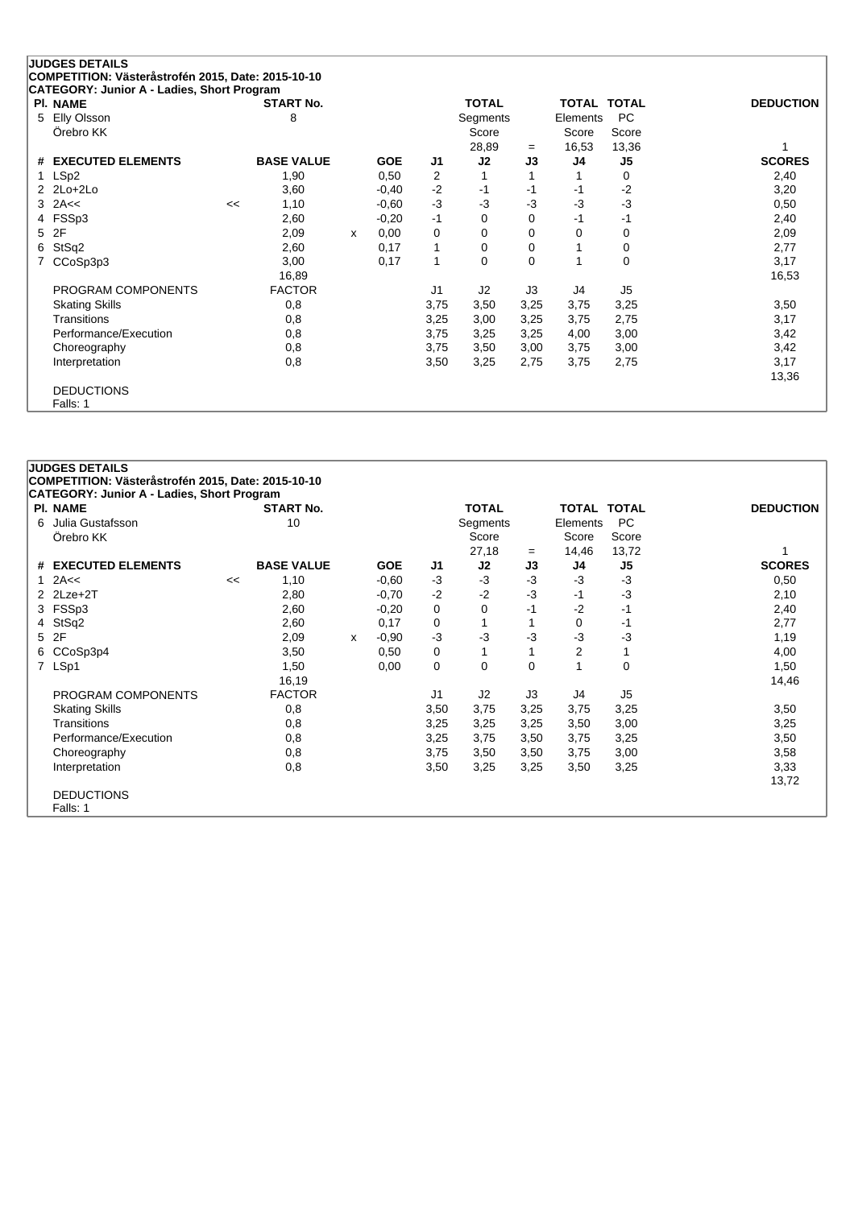## JUDGES DETAILS

**COMPETITION: Västeråstrofén 2015, Date: 2015-10-10**

**CATEGORY: Junior A - Ladies, Short Program**

| Pl. | NAME | START No. | TOTAL Segments Score | = | TOTAL Elements Score | TOTAL PC Score | DEDUCTION |
|---|---|---|---|---|---|---|---|
| 5 | Elly Olsson, Örebro KK | 8 | 28,89 | = | 16,53 | 13,36 | 1 |

| # | EXECUTED ELEMENTS | | BASE VALUE | | GOE | J1 | J2 | J3 | J4 | J5 | SCORES |
|---|---|---|---|---|---|---|---|---|---|---|---|
| 1 | LSp2 | | 1,90 | | 0,50 | 2 | 1 | 1 | 1 | 0 | 2,40 |
| 2 | 2Lo+2Lo | | 3,60 | | -0,40 | -2 | -1 | -1 | -1 | -2 | 3,20 |
| 3 | 2A<< | << | 1,10 | | -0,60 | -3 | -3 | -3 | -3 | -3 | 0,50 |
| 4 | FSSp3 | | 2,60 | | -0,20 | -1 | 0 | 0 | -1 | -1 | 2,40 |
| 5 | 2F | | 2,09 | x | 0,00 | 0 | 0 | 0 | 0 | 0 | 2,09 |
| 6 | StSq2 | | 2,60 | | 0,17 | 1 | 0 | 0 | 1 | 0 | 2,77 |
| 7 | CCoSp3p3 | | 3,00 | | 0,17 | 1 | 0 | 0 | 1 | 0 | 3,17 |
| | | | 16,89 | | | | | | | | 16,53 |

| PROGRAM COMPONENTS | FACTOR | J1 | J2 | J3 | J4 | J5 | |
|---|---|---|---|---|---|---|---|
| Skating Skills | 0,8 | 3,75 | 3,50 | 3,25 | 3,75 | 3,25 | 3,50 |
| Transitions | 0,8 | 3,25 | 3,00 | 3,25 | 3,75 | 2,75 | 3,17 |
| Performance/Execution | 0,8 | 3,75 | 3,25 | 3,25 | 4,00 | 3,00 | 3,42 |
| Choreography | 0,8 | 3,75 | 3,50 | 3,00 | 3,75 | 3,00 | 3,42 |
| Interpretation | 0,8 | 3,50 | 3,25 | 2,75 | 3,75 | 2,75 | 3,17 |
| | | | | | | | 13,36 |

DEDUCTIONS

Falls: 1

## JUDGES DETAILS

**COMPETITION: Västeråstrofén 2015, Date: 2015-10-10**

**CATEGORY: Junior A - Ladies, Short Program**

| Pl. | NAME | START No. | TOTAL Segments Score | = | TOTAL Elements Score | TOTAL PC Score | DEDUCTION |
|---|---|---|---|---|---|---|---|
| 6 | Julia Gustafsson, Örebro KK | 10 | 27,18 | = | 14,46 | 13,72 | 1 |

| # | EXECUTED ELEMENTS | | BASE VALUE | | GOE | J1 | J2 | J3 | J4 | J5 | SCORES |
|---|---|---|---|---|---|---|---|---|---|---|---|
| 1 | 2A<< | << | 1,10 | | -0,60 | -3 | -3 | -3 | -3 | -3 | 0,50 |
| 2 | 2Lze+2T | | 2,80 | | -0,70 | -2 | -2 | -3 | -1 | -3 | 2,10 |
| 3 | FSSp3 | | 2,60 | | -0,20 | 0 | 0 | -1 | -2 | -1 | 2,40 |
| 4 | StSq2 | | 2,60 | | 0,17 | 0 | 1 | 1 | 0 | -1 | 2,77 |
| 5 | 2F | | 2,09 | x | -0,90 | -3 | -3 | -3 | -3 | -3 | 1,19 |
| 6 | CCoSp3p4 | | 3,50 | | 0,50 | 0 | 1 | 1 | 2 | 1 | 4,00 |
| 7 | LSp1 | | 1,50 | | 0,00 | 0 | 0 | 0 | 1 | 0 | 1,50 |
| | | | 16,19 | | | | | | | | 14,46 |

| PROGRAM COMPONENTS | FACTOR | J1 | J2 | J3 | J4 | J5 | |
|---|---|---|---|---|---|---|---|
| Skating Skills | 0,8 | 3,50 | 3,75 | 3,25 | 3,75 | 3,25 | 3,50 |
| Transitions | 0,8 | 3,25 | 3,25 | 3,25 | 3,50 | 3,00 | 3,25 |
| Performance/Execution | 0,8 | 3,25 | 3,75 | 3,50 | 3,75 | 3,25 | 3,50 |
| Choreography | 0,8 | 3,75 | 3,50 | 3,50 | 3,75 | 3,00 | 3,58 |
| Interpretation | 0,8 | 3,50 | 3,25 | 3,25 | 3,50 | 3,25 | 3,33 |
| | | | | | | | 13,72 |

DEDUCTIONS

Falls: 1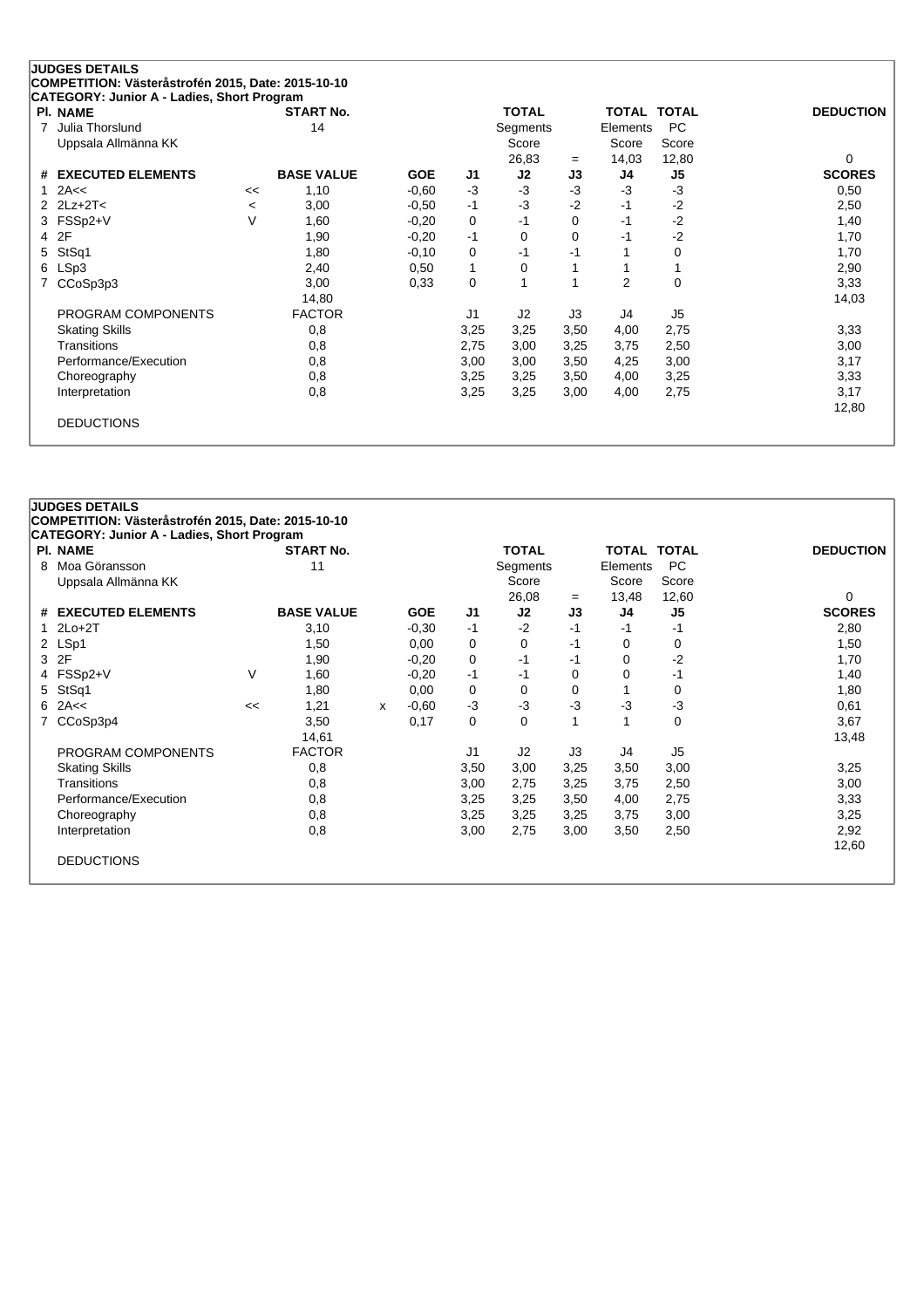## JUDGES DETAILS

**COMPETITION: Västeråstrofén 2015, Date: 2015-10-10**

**CATEGORY: Junior A - Ladies, Short Program**

| Pl. | NAME | START No. | TOTAL Segments Score | = | TOTAL Elements Score | TOTAL PC Score | DEDUCTION |
|---|---|---|---|---|---|---|---|
| 7 | Julia Thorslund, Uppsala Allmänna KK | 14 | 26,83 | = | 14,03 | 12,80 | 0 |

| # | EXECUTED ELEMENTS | | BASE VALUE | | GOE | J1 | J2 | J3 | J4 | J5 | SCORES |
|---|---|---|---|---|---|---|---|---|---|---|---|
| 1 | 2A<< | << | 1,10 | | -0,60 | -3 | -3 | -3 | -3 | -3 | 0,50 |
| 2 | 2Lz+2T< | < | 3,00 | | -0,50 | -1 | -3 | -2 | -1 | -2 | 2,50 |
| 3 | FSSp2+V | V | 1,60 | | -0,20 | 0 | -1 | 0 | -1 | -2 | 1,40 |
| 4 | 2F | | 1,90 | | -0,20 | -1 | 0 | 0 | -1 | -2 | 1,70 |
| 5 | StSq1 | | 1,80 | | -0,10 | 0 | -1 | -1 | 1 | 0 | 1,70 |
| 6 | LSp3 | | 2,40 | | 0,50 | 1 | 0 | 1 | 1 | 1 | 2,90 |
| 7 | CCoSp3p3 | | 3,00 | | 0,33 | 0 | 1 | 1 | 2 | 0 | 3,33 |
| | | | 14,80 | | | | | | | | 14,03 |

| PROGRAM COMPONENTS | FACTOR | J1 | J2 | J3 | J4 | J5 | |
|---|---|---|---|---|---|---|---|
| Skating Skills | 0,8 | 3,25 | 3,25 | 3,50 | 4,00 | 2,75 | 3,33 |
| Transitions | 0,8 | 2,75 | 3,00 | 3,25 | 3,75 | 2,50 | 3,00 |
| Performance/Execution | 0,8 | 3,00 | 3,00 | 3,50 | 4,25 | 3,00 | 3,17 |
| Choreography | 0,8 | 3,25 | 3,25 | 3,50 | 4,00 | 3,25 | 3,33 |
| Interpretation | 0,8 | 3,25 | 3,25 | 3,00 | 4,00 | 2,75 | 3,17 |
| | | | | | | | 12,80 |

DEDUCTIONS

## JUDGES DETAILS

**COMPETITION: Västeråstrofén 2015, Date: 2015-10-10**

**CATEGORY: Junior A - Ladies, Short Program**

| Pl. | NAME | START No. | TOTAL Segments Score | = | TOTAL Elements Score | TOTAL PC Score | DEDUCTION |
|---|---|---|---|---|---|---|---|
| 8 | Moa Göransson, Uppsala Allmänna KK | 11 | 26,08 | = | 13,48 | 12,60 | 0 |

| # | EXECUTED ELEMENTS | | BASE VALUE | | GOE | J1 | J2 | J3 | J4 | J5 | SCORES |
|---|---|---|---|---|---|---|---|---|---|---|---|
| 1 | 2Lo+2T | | 3,10 | | -0,30 | -1 | -2 | -1 | -1 | -1 | 2,80 |
| 2 | LSp1 | | 1,50 | | 0,00 | 0 | 0 | -1 | 0 | 0 | 1,50 |
| 3 | 2F | | 1,90 | | -0,20 | 0 | -1 | -1 | 0 | -2 | 1,70 |
| 4 | FSSp2+V | V | 1,60 | | -0,20 | -1 | -1 | 0 | 0 | -1 | 1,40 |
| 5 | StSq1 | | 1,80 | | 0,00 | 0 | 0 | 0 | 1 | 0 | 1,80 |
| 6 | 2A<< | << | 1,21 | x | -0,60 | -3 | -3 | -3 | -3 | -3 | 0,61 |
| 7 | CCoSp3p4 | | 3,50 | | 0,17 | 0 | 0 | 1 | 1 | 0 | 3,67 |
| | | | 14,61 | | | | | | | | 13,48 |

| PROGRAM COMPONENTS | FACTOR | J1 | J2 | J3 | J4 | J5 | |
|---|---|---|---|---|---|---|---|
| Skating Skills | 0,8 | 3,50 | 3,00 | 3,25 | 3,50 | 3,00 | 3,25 |
| Transitions | 0,8 | 3,00 | 2,75 | 3,25 | 3,75 | 2,50 | 3,00 |
| Performance/Execution | 0,8 | 3,25 | 3,25 | 3,50 | 4,00 | 2,75 | 3,33 |
| Choreography | 0,8 | 3,25 | 3,25 | 3,25 | 3,75 | 3,00 | 3,25 |
| Interpretation | 0,8 | 3,00 | 2,75 | 3,00 | 3,50 | 2,50 | 2,92 |
| | | | | | | | 12,60 |

DEDUCTIONS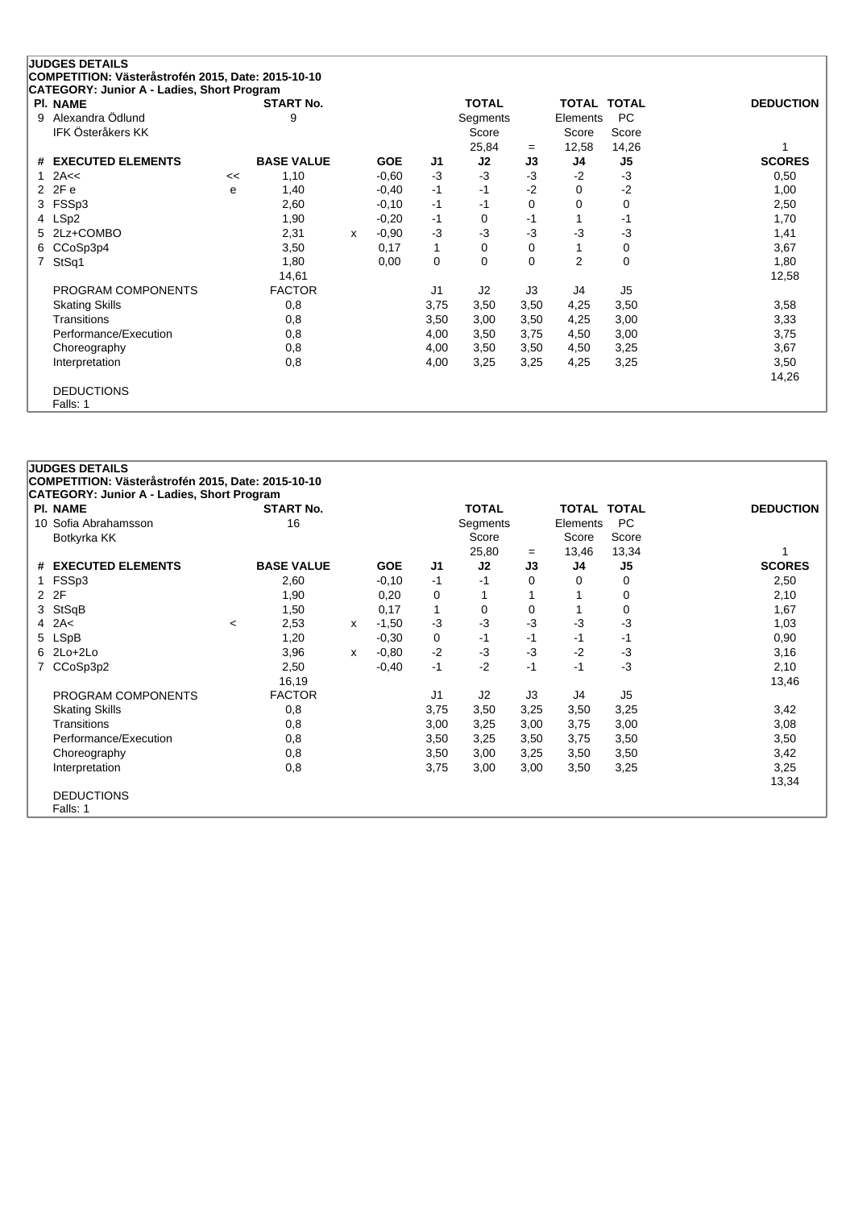## JUDGES DETAILS

**COMPETITION: Västeråstrofén 2015, Date: 2015-10-10**

**CATEGORY: Junior A - Ladies, Short Program**

| Pl. | NAME | START No. | TOTAL Segments Score | = | TOTAL Elements Score | TOTAL PC Score | DEDUCTION |
|---|---|---|---|---|---|---|---|
| 9 | Alexandra Ödlund, IFK Österåkers KK | 9 | 25,84 | = | 12,58 | 14,26 | 1 |

| # | EXECUTED ELEMENTS | | BASE VALUE | | GOE | J1 | J2 | J3 | J4 | J5 | SCORES |
|---|---|---|---|---|---|---|---|---|---|---|---|
| 1 | 2A<< | << | 1,10 | | -0,60 | -3 | -3 | -3 | -2 | -3 | 0,50 |
| 2 | 2F e | e | 1,40 | | -0,40 | -1 | -1 | -2 | 0 | -2 | 1,00 |
| 3 | FSSp3 | | 2,60 | | -0,10 | -1 | -1 | 0 | 0 | 0 | 2,50 |
| 4 | LSp2 | | 1,90 | | -0,20 | -1 | 0 | -1 | 1 | -1 | 1,70 |
| 5 | 2Lz+COMBO | | 2,31 | x | -0,90 | -3 | -3 | -3 | -3 | -3 | 1,41 |
| 6 | CCoSp3p4 | | 3,50 | | 0,17 | 1 | 0 | 0 | 1 | 0 | 3,67 |
| 7 | StSq1 | | 1,80 | | 0,00 | 0 | 0 | 0 | 2 | 0 | 1,80 |
| | | | 14,61 | | | | | | | | 12,58 |

| PROGRAM COMPONENTS | FACTOR | J1 | J2 | J3 | J4 | J5 | |
|---|---|---|---|---|---|---|---|
| Skating Skills | 0,8 | 3,75 | 3,50 | 3,50 | 4,25 | 3,50 | 3,58 |
| Transitions | 0,8 | 3,50 | 3,00 | 3,50 | 4,25 | 3,00 | 3,33 |
| Performance/Execution | 0,8 | 4,00 | 3,50 | 3,75 | 4,50 | 3,00 | 3,75 |
| Choreography | 0,8 | 4,00 | 3,50 | 3,50 | 4,50 | 3,25 | 3,67 |
| Interpretation | 0,8 | 4,00 | 3,25 | 3,25 | 4,25 | 3,25 | 3,50 |
| | | | | | | | 14,26 |

DEDUCTIONS
Falls: 1

## JUDGES DETAILS

**COMPETITION: Västeråstrofén 2015, Date: 2015-10-10**

**CATEGORY: Junior A - Ladies, Short Program**

| Pl. | NAME | START No. | TOTAL Segments Score | = | TOTAL Elements Score | TOTAL PC Score | DEDUCTION |
|---|---|---|---|---|---|---|---|
| 10 | Sofia Abrahamsson, Botkyrka KK | 16 | 25,80 | = | 13,46 | 13,34 | 1 |

| # | EXECUTED ELEMENTS | | BASE VALUE | | GOE | J1 | J2 | J3 | J4 | J5 | SCORES |
|---|---|---|---|---|---|---|---|---|---|---|---|
| 1 | FSSp3 | | 2,60 | | -0,10 | -1 | -1 | 0 | 0 | 0 | 2,50 |
| 2 | 2F | | 1,90 | | 0,20 | 0 | 1 | 1 | 1 | 0 | 2,10 |
| 3 | StSqB | | 1,50 | | 0,17 | 1 | 0 | 0 | 1 | 0 | 1,67 |
| 4 | 2A< | < | 2,53 | x | -1,50 | -3 | -3 | -3 | -3 | -3 | 1,03 |
| 5 | LSpB | | 1,20 | | -0,30 | 0 | -1 | -1 | -1 | -1 | 0,90 |
| 6 | 2Lo+2Lo | | 3,96 | x | -0,80 | -2 | -3 | -3 | -2 | -3 | 3,16 |
| 7 | CCoSp3p2 | | 2,50 | | -0,40 | -1 | -2 | -1 | -1 | -3 | 2,10 |
| | | | 16,19 | | | | | | | | 13,46 |

| PROGRAM COMPONENTS | FACTOR | J1 | J2 | J3 | J4 | J5 | |
|---|---|---|---|---|---|---|---|
| Skating Skills | 0,8 | 3,75 | 3,50 | 3,25 | 3,50 | 3,25 | 3,42 |
| Transitions | 0,8 | 3,00 | 3,25 | 3,00 | 3,75 | 3,00 | 3,08 |
| Performance/Execution | 0,8 | 3,50 | 3,25 | 3,50 | 3,75 | 3,50 | 3,50 |
| Choreography | 0,8 | 3,50 | 3,00 | 3,25 | 3,50 | 3,50 | 3,42 |
| Interpretation | 0,8 | 3,75 | 3,00 | 3,00 | 3,50 | 3,25 | 3,25 |
| | | | | | | | 13,34 |

DEDUCTIONS
Falls: 1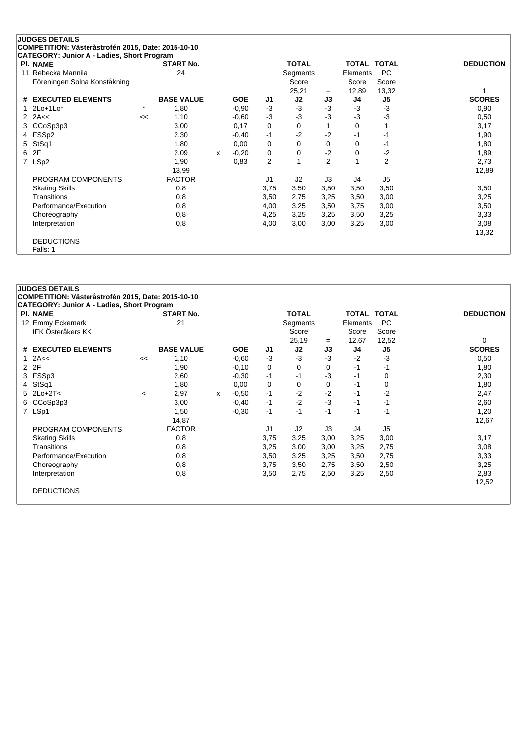**JUDGES DETAILS**
**COMPETITION: Västeråstrofén 2015, Date: 2015-10-10**
**CATEGORY: Junior A - Ladies, Short Program**

| Pl. | NAME | START No. | TOTAL Segments Score | = | TOTAL Elements Score | TOTAL PC Score | DEDUCTION |
|---|---|---|---|---|---|---|---|
| 11 | Rebecka Mannila<br>Föreningen Solna Konståkning | 24 | 25,21 | = | 12,89 | 13,32 | 1 |

| # | EXECUTED ELEMENTS | | BASE VALUE | | GOE | J1 | J2 | J3 | J4 | J5 | SCORES |
|---|---|---|---|---|---|---|---|---|---|---|---|
| 1 | 2Lo+1Lo* | * | 1,80 | | -0,90 | -3 | -3 | -3 | -3 | -3 | 0,90 |
| 2 | 2A<< | << | 1,10 | | -0,60 | -3 | -3 | -3 | -3 | -3 | 0,50 |
| 3 | CCoSp3p3 | | 3,00 | | 0,17 | 0 | 0 | 1 | 0 | 1 | 3,17 |
| 4 | FSSp2 | | 2,30 | | -0,40 | -1 | -2 | -2 | -1 | -1 | 1,90 |
| 5 | StSq1 | | 1,80 | | 0,00 | 0 | 0 | 0 | 0 | -1 | 1,80 |
| 6 | 2F | | 2,09 | x | -0,20 | 0 | 0 | -2 | 0 | -2 | 1,89 |
| 7 | LSp2 | | 1,90 | | 0,83 | 2 | 1 | 2 | 1 | 2 | 2,73 |
| | | | 13,99 | | | | | | | | 12,89 |

| PROGRAM COMPONENTS | FACTOR | J1 | J2 | J3 | J4 | J5 | |
|---|---|---|---|---|---|---|---|
| Skating Skills | 0,8 | 3,75 | 3,50 | 3,50 | 3,50 | 3,50 | 3,50 |
| Transitions | 0,8 | 3,50 | 2,75 | 3,25 | 3,50 | 3,00 | 3,25 |
| Performance/Execution | 0,8 | 4,00 | 3,25 | 3,50 | 3,75 | 3,00 | 3,50 |
| Choreography | 0,8 | 4,25 | 3,25 | 3,25 | 3,50 | 3,25 | 3,33 |
| Interpretation | 0,8 | 4,00 | 3,00 | 3,00 | 3,25 | 3,00 | 3,08 |
| | | | | | | | 13,32 |

DEDUCTIONS
Falls: 1

**JUDGES DETAILS**
**COMPETITION: Västeråstrofén 2015, Date: 2015-10-10**
**CATEGORY: Junior A - Ladies, Short Program**

| Pl. | NAME | START No. | TOTAL Segments Score | = | TOTAL Elements Score | TOTAL PC Score | DEDUCTION |
|---|---|---|---|---|---|---|---|
| 12 | Emmy Eckemark<br>IFK Österåkers KK | 21 | 25,19 | = | 12,67 | 12,52 | 0 |

| # | EXECUTED ELEMENTS | | BASE VALUE | | GOE | J1 | J2 | J3 | J4 | J5 | SCORES |
|---|---|---|---|---|---|---|---|---|---|---|---|
| 1 | 2A<< | << | 1,10 | | -0,60 | -3 | -3 | -3 | -2 | -3 | 0,50 |
| 2 | 2F | | 1,90 | | -0,10 | 0 | 0 | 0 | -1 | -1 | 1,80 |
| 3 | FSSp3 | | 2,60 | | -0,30 | -1 | -1 | -3 | -1 | 0 | 2,30 |
| 4 | StSq1 | | 1,80 | | 0,00 | 0 | 0 | 0 | -1 | 0 | 1,80 |
| 5 | 2Lo+2T< | < | 2,97 | x | -0,50 | -1 | -2 | -2 | -1 | -2 | 2,47 |
| 6 | CCoSp3p3 | | 3,00 | | -0,40 | -1 | -2 | -3 | -1 | -1 | 2,60 |
| 7 | LSp1 | | 1,50 | | -0,30 | -1 | -1 | -1 | -1 | -1 | 1,20 |
| | | | 14,87 | | | | | | | | 12,67 |

| PROGRAM COMPONENTS | FACTOR | J1 | J2 | J3 | J4 | J5 | |
|---|---|---|---|---|---|---|---|
| Skating Skills | 0,8 | 3,75 | 3,25 | 3,00 | 3,25 | 3,00 | 3,17 |
| Transitions | 0,8 | 3,25 | 3,00 | 3,00 | 3,25 | 2,75 | 3,08 |
| Performance/Execution | 0,8 | 3,50 | 3,25 | 3,25 | 3,50 | 2,75 | 3,33 |
| Choreography | 0,8 | 3,75 | 3,50 | 2,75 | 3,50 | 2,50 | 3,25 |
| Interpretation | 0,8 | 3,50 | 2,75 | 2,50 | 3,25 | 2,50 | 2,83 |
| | | | | | | | 12,52 |

DEDUCTIONS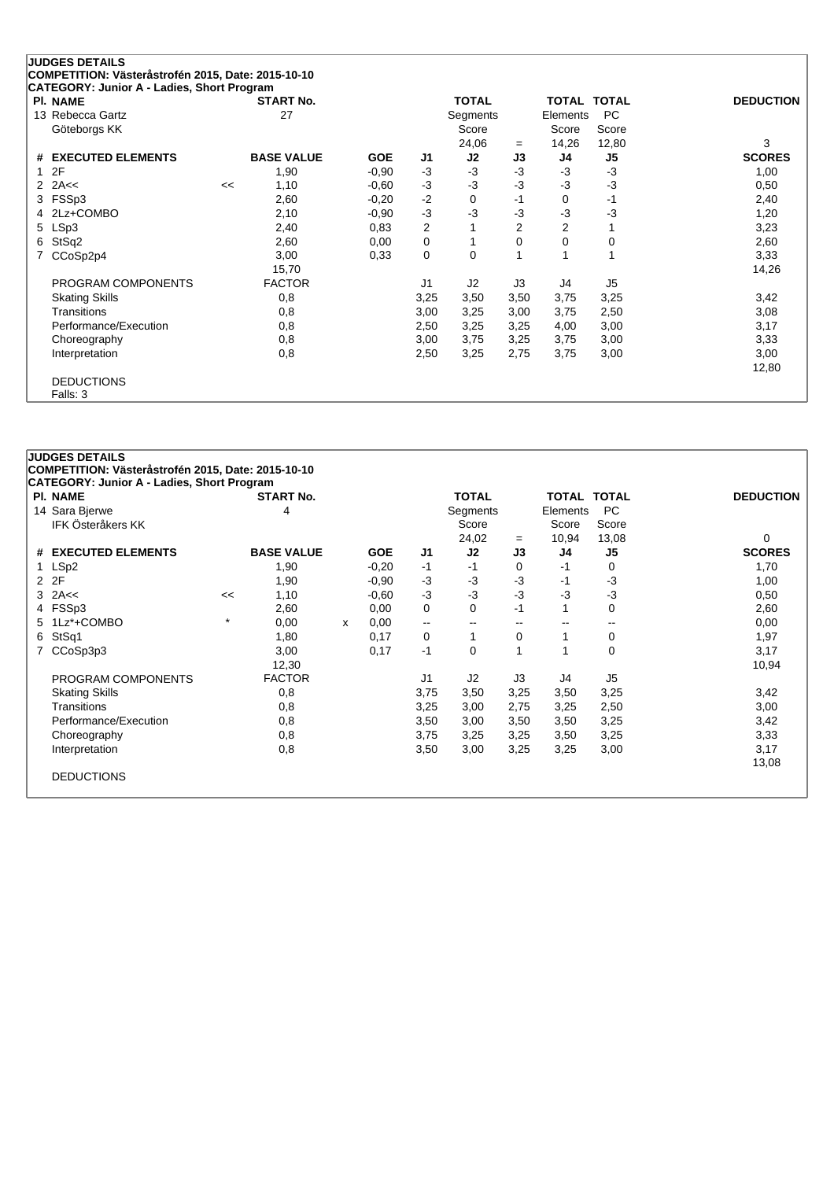## JUDGES DETAILS

**COMPETITION: Västeråstrofén 2015, Date: 2015-10-10**

**CATEGORY: Junior A - Ladies, Short Program**

| Pl. NAME | START No. | TOTAL Segments Score | = | TOTAL Elements Score | TOTAL PC Score | DEDUCTION |
|---|---|---|---|---|---|---|
| 13 Rebecca Gartz<br>Göteborgs KK | 27 | 24,06 | = | 14,26 | 12,80 | 3 |

| # | EXECUTED ELEMENTS | | BASE VALUE | | GOE | J1 | J2 | J3 | J4 | J5 | SCORES |
|---|---|---|---|---|---|---|---|---|---|---|---|
| 1 | 2F | | 1,90 | | -0,90 | -3 | -3 | -3 | -3 | -3 | 1,00 |
| 2 | 2A<< | << | 1,10 | | -0,60 | -3 | -3 | -3 | -3 | -3 | 0,50 |
| 3 | FSSp3 | | 2,60 | | -0,20 | -2 | 0 | -1 | 0 | -1 | 2,40 |
| 4 | 2Lz+COMBO | | 2,10 | | -0,90 | -3 | -3 | -3 | -3 | -3 | 1,20 |
| 5 | LSp3 | | 2,40 | | 0,83 | 2 | 1 | 2 | 2 | 1 | 3,23 |
| 6 | StSq2 | | 2,60 | | 0,00 | 0 | 1 | 0 | 0 | 0 | 2,60 |
| 7 | CCoSp2p4 | | 3,00 | | 0,33 | 0 | 0 | 1 | 1 | 1 | 3,33 |
| | | | 15,70 | | | | | | | | 14,26 |
| | PROGRAM COMPONENTS | | FACTOR | | | J1 | J2 | J3 | J4 | J5 | |
| | Skating Skills | | 0,8 | | | 3,25 | 3,50 | 3,50 | 3,75 | 3,25 | 3,42 |
| | Transitions | | 0,8 | | | 3,00 | 3,25 | 3,00 | 3,75 | 2,50 | 3,08 |
| | Performance/Execution | | 0,8 | | | 2,50 | 3,25 | 3,25 | 4,00 | 3,00 | 3,17 |
| | Choreography | | 0,8 | | | 3,00 | 3,75 | 3,25 | 3,75 | 3,00 | 3,33 |
| | Interpretation | | 0,8 | | | 2,50 | 3,25 | 2,75 | 3,75 | 3,00 | 3,00 |
| | | | | | | | | | | | 12,80 |

DEDUCTIONS

Falls: 3

## JUDGES DETAILS

**COMPETITION: Västeråstrofén 2015, Date: 2015-10-10**

**CATEGORY: Junior A - Ladies, Short Program**

| Pl. NAME | START No. | TOTAL Segments Score | = | TOTAL Elements Score | TOTAL PC Score | DEDUCTION |
|---|---|---|---|---|---|---|
| 14 Sara Bjerwe<br>IFK Österåkers KK | 4 | 24,02 | = | 10,94 | 13,08 | 0 |

| # | EXECUTED ELEMENTS | | BASE VALUE | | GOE | J1 | J2 | J3 | J4 | J5 | SCORES |
|---|---|---|---|---|---|---|---|---|---|---|---|
| 1 | LSp2 | | 1,90 | | -0,20 | -1 | -1 | 0 | -1 | 0 | 1,70 |
| 2 | 2F | | 1,90 | | -0,90 | -3 | -3 | -3 | -1 | -3 | 1,00 |
| 3 | 2A<< | << | 1,10 | | -0,60 | -3 | -3 | -3 | -3 | -3 | 0,50 |
| 4 | FSSp3 | | 2,60 | | 0,00 | 0 | 0 | -1 | 1 | 0 | 2,60 |
| 5 | 1Lz*+COMBO | * | 0,00 | x | 0,00 | -- | -- | -- | -- | -- | 0,00 |
| 6 | StSq1 | | 1,80 | | 0,17 | 0 | 1 | 0 | 1 | 0 | 1,97 |
| 7 | CCoSp3p3 | | 3,00 | | 0,17 | -1 | 0 | 1 | 1 | 0 | 3,17 |
| | | | 12,30 | | | | | | | | 10,94 |
| | PROGRAM COMPONENTS | | FACTOR | | | J1 | J2 | J3 | J4 | J5 | |
| | Skating Skills | | 0,8 | | | 3,75 | 3,50 | 3,25 | 3,50 | 3,25 | 3,42 |
| | Transitions | | 0,8 | | | 3,25 | 3,00 | 2,75 | 3,25 | 2,50 | 3,00 |
| | Performance/Execution | | 0,8 | | | 3,50 | 3,00 | 3,50 | 3,50 | 3,25 | 3,42 |
| | Choreography | | 0,8 | | | 3,75 | 3,25 | 3,25 | 3,50 | 3,25 | 3,33 |
| | Interpretation | | 0,8 | | | 3,50 | 3,00 | 3,25 | 3,25 | 3,00 | 3,17 |
| | | | | | | | | | | | 13,08 |

DEDUCTIONS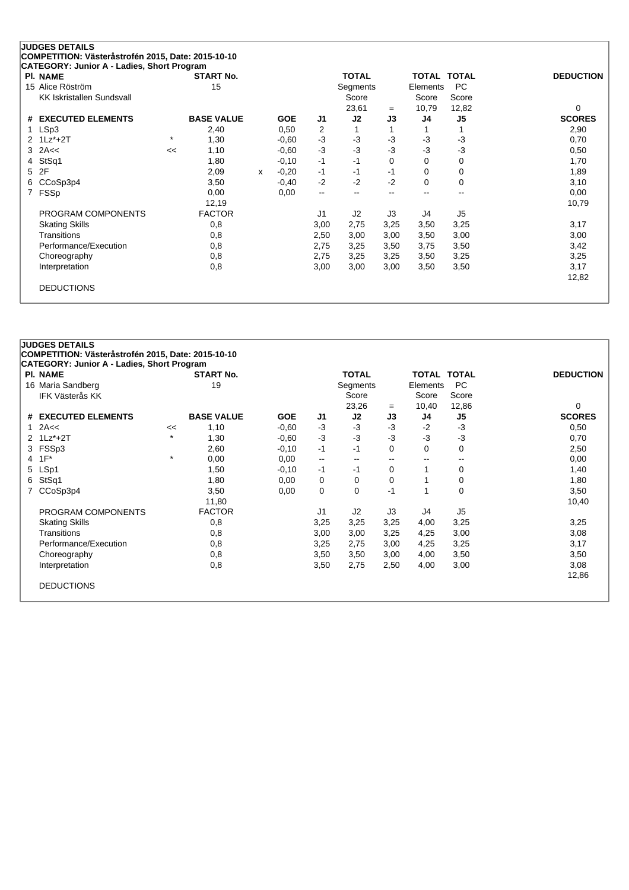## JUDGES DETAILS

**COMPETITION: Västeråstrofén 2015, Date: 2015-10-10**

**CATEGORY: Junior A - Ladies, Short Program**

| Pl. | NAME | START No. | TOTAL Segments Score | = | TOTAL Elements Score | TOTAL PC Score | DEDUCTION |
|---|---|---|---|---|---|---|---|
| 15 | Alice Röström<br>KK Iskristallen Sundsvall | 15 | 23,61 | = | 10,79 | 12,82 | 0 |

| # | EXECUTED ELEMENTS | | BASE VALUE | | GOE | J1 | J2 | J3 | J4 | J5 | SCORES |
|---|---|---|---|---|---|---|---|---|---|---|---|
| 1 | LSp3 | | 2,40 | | 0,50 | 2 | 1 | 1 | 1 | 1 | 2,90 |
| 2 | 1Lz*+2T | * | 1,30 | | -0,60 | -3 | -3 | -3 | -3 | -3 | 0,70 |
| 3 | 2A<< | << | 1,10 | | -0,60 | -3 | -3 | -3 | -3 | -3 | 0,50 |
| 4 | StSq1 | | 1,80 | | -0,10 | -1 | -1 | 0 | 0 | 0 | 1,70 |
| 5 | 2F | | 2,09 | x | -0,20 | -1 | -1 | -1 | 0 | 0 | 1,89 |
| 6 | CCoSp3p4 | | 3,50 | | -0,40 | -2 | -2 | -2 | 0 | 0 | 3,10 |
| 7 | FSSp | | 0,00 | | 0,00 | -- | -- | -- | -- | -- | 0,00 |
| | | | 12,19 | | | | | | | | 10,79 |

| PROGRAM COMPONENTS | FACTOR | J1 | J2 | J3 | J4 | J5 | |
|---|---|---|---|---|---|---|---|
| Skating Skills | 0,8 | 3,00 | 2,75 | 3,25 | 3,50 | 3,25 | 3,17 |
| Transitions | 0,8 | 2,50 | 3,00 | 3,00 | 3,50 | 3,00 | 3,00 |
| Performance/Execution | 0,8 | 2,75 | 3,25 | 3,50 | 3,75 | 3,50 | 3,42 |
| Choreography | 0,8 | 2,75 | 3,25 | 3,25 | 3,50 | 3,25 | 3,25 |
| Interpretation | 0,8 | 3,00 | 3,00 | 3,00 | 3,50 | 3,50 | 3,17 |
| | | | | | | | 12,82 |

DEDUCTIONS

## JUDGES DETAILS

**COMPETITION: Västeråstrofén 2015, Date: 2015-10-10**

**CATEGORY: Junior A - Ladies, Short Program**

| Pl. | NAME | START No. | TOTAL Segments Score | = | TOTAL Elements Score | TOTAL PC Score | DEDUCTION |
|---|---|---|---|---|---|---|---|
| 16 | Maria Sandberg<br>IFK Västerås KK | 19 | 23,26 | = | 10,40 | 12,86 | 0 |

| # | EXECUTED ELEMENTS | | BASE VALUE | GOE | J1 | J2 | J3 | J4 | J5 | SCORES |
|---|---|---|---|---|---|---|---|---|---|---|
| 1 | 2A<< | << | 1,10 | -0,60 | -3 | -3 | -3 | -2 | -3 | 0,50 |
| 2 | 1Lz*+2T | * | 1,30 | -0,60 | -3 | -3 | -3 | -3 | -3 | 0,70 |
| 3 | FSSp3 | | 2,60 | -0,10 | -1 | -1 | 0 | 0 | 0 | 2,50 |
| 4 | 1F* | * | 0,00 | 0,00 | -- | -- | -- | -- | -- | 0,00 |
| 5 | LSp1 | | 1,50 | -0,10 | -1 | -1 | 0 | 1 | 0 | 1,40 |
| 6 | StSq1 | | 1,80 | 0,00 | 0 | 0 | 0 | 1 | 0 | 1,80 |
| 7 | CCoSp3p4 | | 3,50 | 0,00 | 0 | 0 | -1 | 1 | 0 | 3,50 |
| | | | 11,80 | | | | | | | 10,40 |

| PROGRAM COMPONENTS | FACTOR | J1 | J2 | J3 | J4 | J5 | |
|---|---|---|---|---|---|---|---|
| Skating Skills | 0,8 | 3,25 | 3,25 | 3,25 | 4,00 | 3,25 | 3,25 |
| Transitions | 0,8 | 3,00 | 3,00 | 3,25 | 4,25 | 3,00 | 3,08 |
| Performance/Execution | 0,8 | 3,25 | 2,75 | 3,00 | 4,25 | 3,25 | 3,17 |
| Choreography | 0,8 | 3,50 | 3,50 | 3,00 | 4,00 | 3,50 | 3,50 |
| Interpretation | 0,8 | 3,50 | 2,75 | 2,50 | 4,00 | 3,00 | 3,08 |
| | | | | | | | 12,86 |

DEDUCTIONS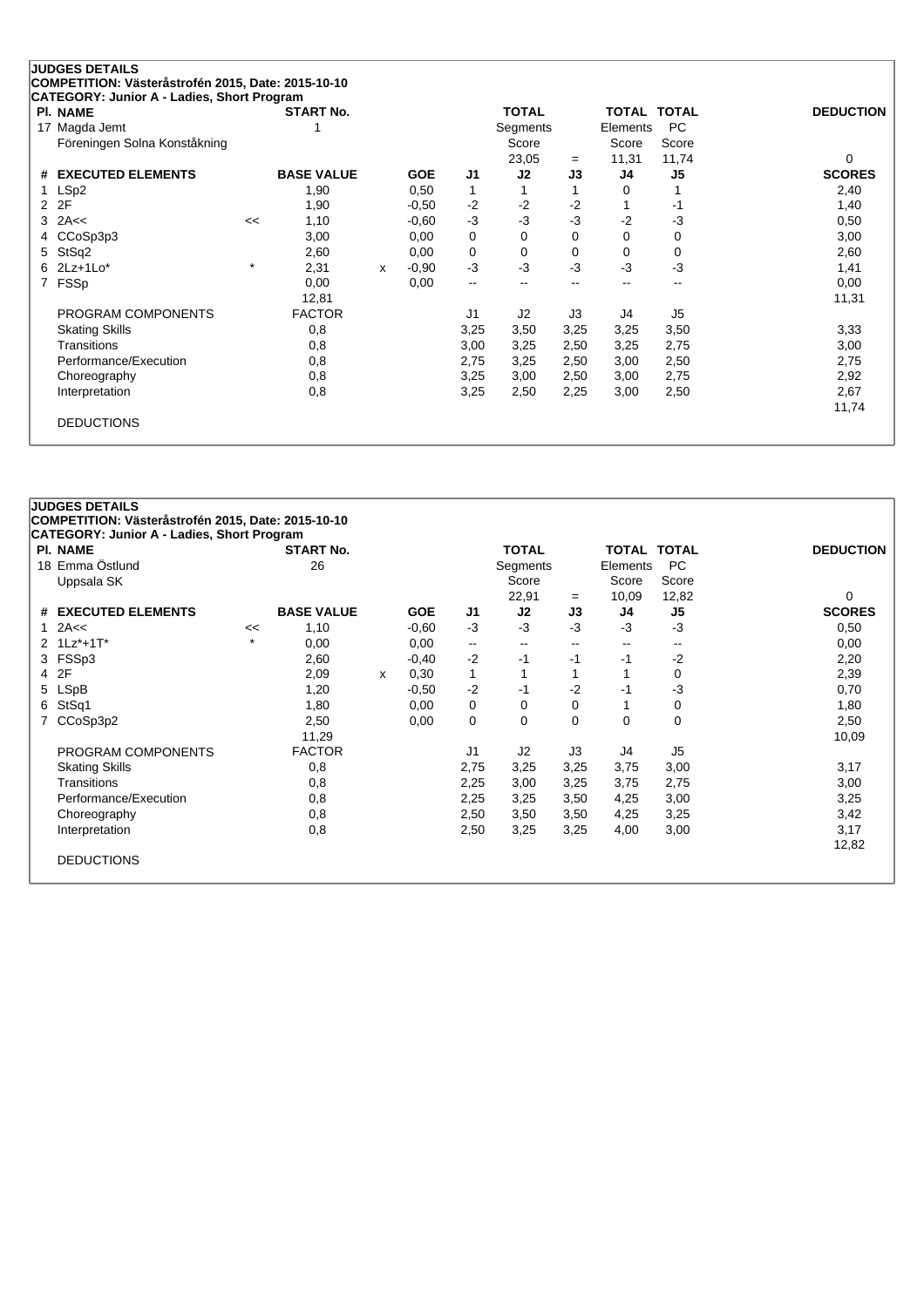**JUDGES DETAILS**

**COMPETITION: Västeråstrofén 2015, Date: 2015-10-10**

**CATEGORY: Junior A - Ladies, Short Program**

| Pl. | NAME | START No. | TOTAL Segments Score | = | TOTAL Elements Score | TOTAL PC Score | DEDUCTION |
|---|---|---|---|---|---|---|---|
| 17 | Magda Jemt<br>Föreningen Solna Konståkning | 1 | 23,05 | = | 11,31 | 11,74 | 0 |

| # | EXECUTED ELEMENTS | | BASE VALUE | | GOE | J1 | J2 | J3 | J4 | J5 | SCORES |
|---|---|---|---|---|---|---|---|---|---|---|---|
| 1 | LSp2 | | 1,90 | | 0,50 | 1 | 1 | 1 | 0 | 1 | 2,40 |
| 2 | 2F | | 1,90 | | -0,50 | -2 | -2 | -2 | 1 | -1 | 1,40 |
| 3 | 2A<< | << | 1,10 | | -0,60 | -3 | -3 | -3 | -2 | -3 | 0,50 |
| 4 | CCoSp3p3 | | 3,00 | | 0,00 | 0 | 0 | 0 | 0 | 0 | 3,00 |
| 5 | StSq2 | | 2,60 | | 0,00 | 0 | 0 | 0 | 0 | 0 | 2,60 |
| 6 | 2Lz+1Lo* | * | 2,31 | x | -0,90 | -3 | -3 | -3 | -3 | -3 | 1,41 |
| 7 | FSSp | | 0,00 | | 0,00 | -- | -- | -- | -- | -- | 0,00 |
| | | | 12,81 | | | | | | | | 11,31 |

| PROGRAM COMPONENTS | FACTOR | J1 | J2 | J3 | J4 | J5 | |
|---|---|---|---|---|---|---|---|
| Skating Skills | 0,8 | 3,25 | 3,50 | 3,25 | 3,25 | 3,50 | 3,33 |
| Transitions | 0,8 | 3,00 | 3,25 | 2,50 | 3,25 | 2,75 | 3,00 |
| Performance/Execution | 0,8 | 2,75 | 3,25 | 2,50 | 3,00 | 2,50 | 2,75 |
| Choreography | 0,8 | 3,25 | 3,00 | 2,50 | 3,00 | 2,75 | 2,92 |
| Interpretation | 0,8 | 3,25 | 2,50 | 2,25 | 3,00 | 2,50 | 2,67 |
| | | | | | | | 11,74 |

DEDUCTIONS

**JUDGES DETAILS**

**COMPETITION: Västeråstrofén 2015, Date: 2015-10-10**

**CATEGORY: Junior A - Ladies, Short Program**

| Pl. | NAME | START No. | TOTAL Segments Score | = | TOTAL Elements Score | TOTAL PC Score | DEDUCTION |
|---|---|---|---|---|---|---|---|
| 18 | Emma Östlund<br>Uppsala SK | 26 | 22,91 | = | 10,09 | 12,82 | 0 |

| # | EXECUTED ELEMENTS | | BASE VALUE | | GOE | J1 | J2 | J3 | J4 | J5 | SCORES |
|---|---|---|---|---|---|---|---|---|---|---|---|
| 1 | 2A<< | << | 1,10 | | -0,60 | -3 | -3 | -3 | -3 | -3 | 0,50 |
| 2 | 1Lz*+1T* | * | 0,00 | | 0,00 | -- | -- | -- | -- | -- | 0,00 |
| 3 | FSSp3 | | 2,60 | | -0,40 | -2 | -1 | -1 | -1 | -2 | 2,20 |
| 4 | 2F | | 2,09 | x | 0,30 | 1 | 1 | 1 | 1 | 0 | 2,39 |
| 5 | LSpB | | 1,20 | | -0,50 | -2 | -1 | -2 | -1 | -3 | 0,70 |
| 6 | StSq1 | | 1,80 | | 0,00 | 0 | 0 | 0 | 1 | 0 | 1,80 |
| 7 | CCoSp3p2 | | 2,50 | | 0,00 | 0 | 0 | 0 | 0 | 0 | 2,50 |
| | | | 11,29 | | | | | | | | 10,09 |

| PROGRAM COMPONENTS | FACTOR | J1 | J2 | J3 | J4 | J5 | |
|---|---|---|---|---|---|---|---|
| Skating Skills | 0,8 | 2,75 | 3,25 | 3,25 | 3,75 | 3,00 | 3,17 |
| Transitions | 0,8 | 2,25 | 3,00 | 3,25 | 3,75 | 2,75 | 3,00 |
| Performance/Execution | 0,8 | 2,25 | 3,25 | 3,50 | 4,25 | 3,00 | 3,25 |
| Choreography | 0,8 | 2,50 | 3,50 | 3,50 | 4,25 | 3,25 | 3,42 |
| Interpretation | 0,8 | 2,50 | 3,25 | 3,25 | 4,00 | 3,00 | 3,17 |
| | | | | | | | 12,82 |

DEDUCTIONS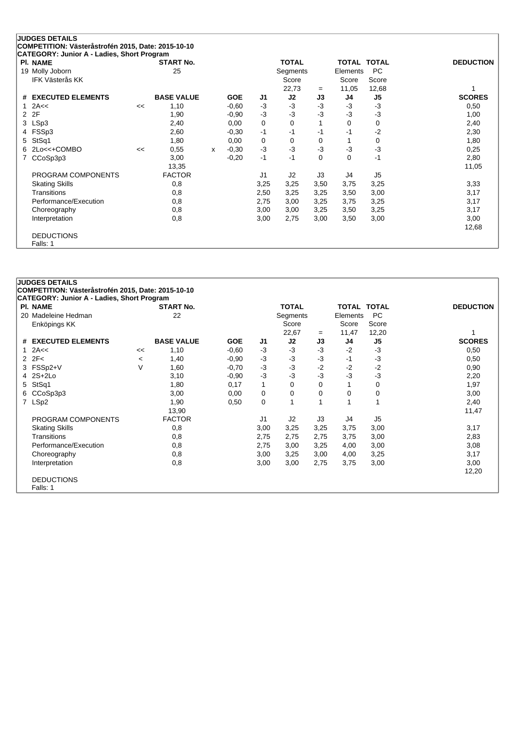## JUDGES DETAILS

**COMPETITION: Västeråstrofén 2015, Date: 2015-10-10**

**CATEGORY: Junior A - Ladies, Short Program**

| Pl. | NAME | START No. | TOTAL Segments Score | = | TOTAL Elements Score | TOTAL PC Score | DEDUCTION |
|---|---|---|---|---|---|---|---|
| 19 | Molly Joborn<br>IFK Västerås KK | 25 | 22,73 | = | 11,05 | 12,68 | 1 |

| # | EXECUTED ELEMENTS | | BASE VALUE | | GOE | J1 | J2 | J3 | J4 | J5 | SCORES |
|---|---|---|---|---|---|---|---|---|---|---|---|
| 1 | 2A<< | << | 1,10 | | -0,60 | -3 | -3 | -3 | -3 | -3 | 0,50 |
| 2 | 2F | | 1,90 | | -0,90 | -3 | -3 | -3 | -3 | -3 | 1,00 |
| 3 | LSp3 | | 2,40 | | 0,00 | 0 | 0 | 1 | 0 | 0 | 2,40 |
| 4 | FSSp3 | | 2,60 | | -0,30 | -1 | -1 | -1 | -1 | -2 | 2,30 |
| 5 | StSq1 | | 1,80 | | 0,00 | 0 | 0 | 0 | 1 | 0 | 1,80 |
| 6 | 2Lo<<+COMBO | << | 0,55 | x | -0,30 | -3 | -3 | -3 | -3 | -3 | 0,25 |
| 7 | CCoSp3p3 | | 3,00 | | -0,20 | -1 | -1 | 0 | 0 | -1 | 2,80 |
| | | | 13,35 | | | | | | | | 11,05 |

| PROGRAM COMPONENTS | FACTOR | J1 | J2 | J3 | J4 | J5 | |
|---|---|---|---|---|---|---|---|
| Skating Skills | 0,8 | 3,25 | 3,25 | 3,50 | 3,75 | 3,25 | 3,33 |
| Transitions | 0,8 | 2,50 | 3,25 | 3,25 | 3,50 | 3,00 | 3,17 |
| Performance/Execution | 0,8 | 2,75 | 3,00 | 3,25 | 3,75 | 3,25 | 3,17 |
| Choreography | 0,8 | 3,00 | 3,00 | 3,25 | 3,50 | 3,25 | 3,17 |
| Interpretation | 0,8 | 3,00 | 2,75 | 3,00 | 3,50 | 3,00 | 3,00 |
| | | | | | | | 12,68 |

DEDUCTIONS

Falls: 1

## JUDGES DETAILS

**COMPETITION: Västeråstrofén 2015, Date: 2015-10-10**

**CATEGORY: Junior A - Ladies, Short Program**

| Pl. | NAME | START No. | TOTAL Segments Score | = | TOTAL Elements Score | TOTAL PC Score | DEDUCTION |
|---|---|---|---|---|---|---|---|
| 20 | Madeleine Hedman<br>Enköpings KK | 22 | 22,67 | = | 11,47 | 12,20 | 1 |

| # | EXECUTED ELEMENTS | | BASE VALUE | GOE | J1 | J2 | J3 | J4 | J5 | SCORES |
|---|---|---|---|---|---|---|---|---|---|---|
| 1 | 2A<< | << | 1,10 | -0,60 | -3 | -3 | -3 | -2 | -3 | 0,50 |
| 2 | 2F< | < | 1,40 | -0,90 | -3 | -3 | -3 | -1 | -3 | 0,50 |
| 3 | FSSp2+V | V | 1,60 | -0,70 | -3 | -3 | -2 | -2 | -2 | 0,90 |
| 4 | 2S+2Lo | | 3,10 | -0,90 | -3 | -3 | -3 | -3 | -3 | 2,20 |
| 5 | StSq1 | | 1,80 | 0,17 | 1 | 0 | 0 | 1 | 0 | 1,97 |
| 6 | CCoSp3p3 | | 3,00 | 0,00 | 0 | 0 | 0 | 0 | 0 | 3,00 |
| 7 | LSp2 | | 1,90 | 0,50 | 0 | 1 | 1 | 1 | 1 | 2,40 |
| | | | 13,90 | | | | | | | 11,47 |

| PROGRAM COMPONENTS | FACTOR | J1 | J2 | J3 | J4 | J5 | |
|---|---|---|---|---|---|---|---|
| Skating Skills | 0,8 | 3,00 | 3,25 | 3,25 | 3,75 | 3,00 | 3,17 |
| Transitions | 0,8 | 2,75 | 2,75 | 2,75 | 3,75 | 3,00 | 2,83 |
| Performance/Execution | 0,8 | 2,75 | 3,00 | 3,25 | 4,00 | 3,00 | 3,08 |
| Choreography | 0,8 | 3,00 | 3,25 | 3,00 | 4,00 | 3,25 | 3,17 |
| Interpretation | 0,8 | 3,00 | 3,00 | 2,75 | 3,75 | 3,00 | 3,00 |
| | | | | | | | 12,20 |

DEDUCTIONS

Falls: 1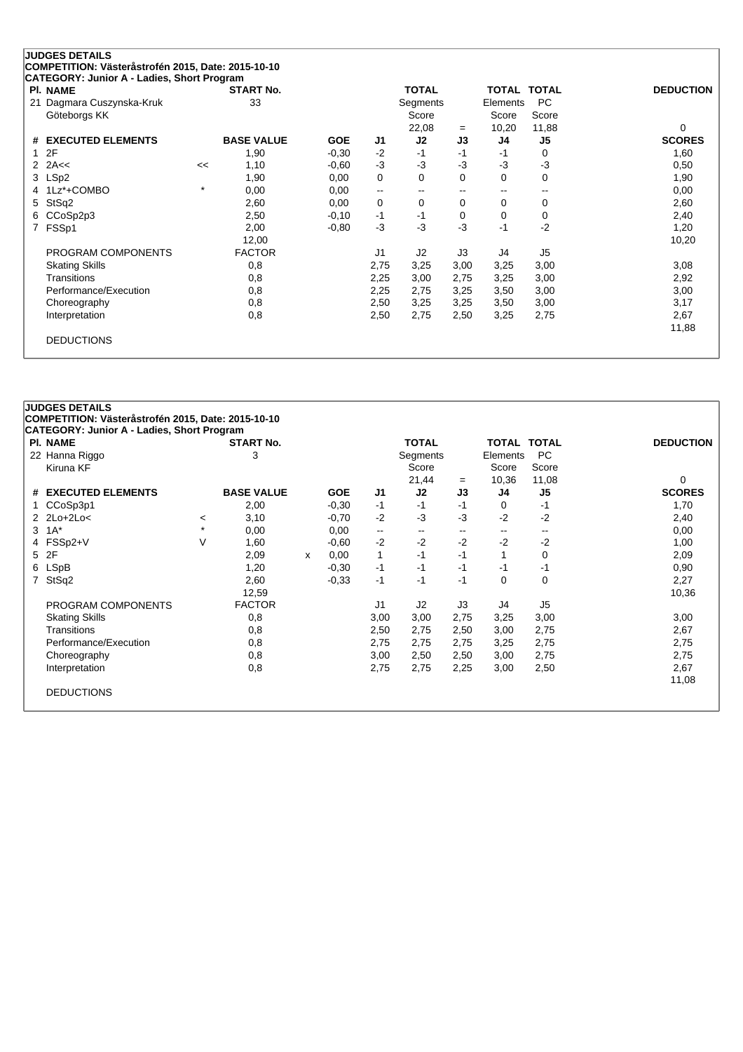## JUDGES DETAILS

**COMPETITION: Västeråstrofén 2015, Date: 2015-10-10**

**CATEGORY: Junior A - Ladies, Short Program**

| Pl. | NAME | START No. | TOTAL Segments Score | = | TOTAL Elements Score | TOTAL PC Score | DEDUCTION |
|---|---|---|---|---|---|---|---|
| 21 | Dagmara Cuszynska-Kruk, Göteborgs KK | 33 | 22,08 | = | 10,20 | 11,88 | 0 |

| # | EXECUTED ELEMENTS | | BASE VALUE | | GOE | J1 | J2 | J3 | J4 | J5 | SCORES |
|---|---|---|---|---|---|---|---|---|---|---|---|
| 1 | 2F | | 1,90 | | -0,30 | -2 | -1 | -1 | -1 | 0 | 1,60 |
| 2 | 2A<< | << | 1,10 | | -0,60 | -3 | -3 | -3 | -3 | -3 | 0,50 |
| 3 | LSp2 | | 1,90 | | 0,00 | 0 | 0 | 0 | 0 | 0 | 1,90 |
| 4 | 1Lz*+COMBO | * | 0,00 | | 0,00 | -- | -- | -- | -- | -- | 0,00 |
| 5 | StSq2 | | 2,60 | | 0,00 | 0 | 0 | 0 | 0 | 0 | 2,60 |
| 6 | CCoSp2p3 | | 2,50 | | -0,10 | -1 | -1 | 0 | 0 | 0 | 2,40 |
| 7 | FSSp1 | | 2,00 | | -0,80 | -3 | -3 | -3 | -1 | -2 | 1,20 |
| | | | 12,00 | | | | | | | | 10,20 |

| PROGRAM COMPONENTS | FACTOR | J1 | J2 | J3 | J4 | J5 | |
|---|---|---|---|---|---|---|---|
| Skating Skills | 0,8 | 2,75 | 3,25 | 3,00 | 3,25 | 3,00 | 3,08 |
| Transitions | 0,8 | 2,25 | 3,00 | 2,75 | 3,25 | 3,00 | 2,92 |
| Performance/Execution | 0,8 | 2,25 | 2,75 | 3,25 | 3,50 | 3,00 | 3,00 |
| Choreography | 0,8 | 2,50 | 3,25 | 3,25 | 3,50 | 3,00 | 3,17 |
| Interpretation | 0,8 | 2,50 | 2,75 | 2,50 | 3,25 | 2,75 | 2,67 |
| | | | | | | | 11,88 |

DEDUCTIONS

## JUDGES DETAILS

**COMPETITION: Västeråstrofén 2015, Date: 2015-10-10**

**CATEGORY: Junior A - Ladies, Short Program**

| Pl. | NAME | START No. | TOTAL Segments Score | = | TOTAL Elements Score | TOTAL PC Score | DEDUCTION |
|---|---|---|---|---|---|---|---|
| 22 | Hanna Riggo, Kiruna KF | 3 | 21,44 | = | 10,36 | 11,08 | 0 |

| # | EXECUTED ELEMENTS | | BASE VALUE | | GOE | J1 | J2 | J3 | J4 | J5 | SCORES |
|---|---|---|---|---|---|---|---|---|---|---|---|
| 1 | CCoSp3p1 | | 2,00 | | -0,30 | -1 | -1 | -1 | 0 | -1 | 1,70 |
| 2 | 2Lo+2Lo< | < | 3,10 | | -0,70 | -2 | -3 | -3 | -2 | -2 | 2,40 |
| 3 | 1A* | * | 0,00 | | 0,00 | -- | -- | -- | -- | -- | 0,00 |
| 4 | FSSp2+V | V | 1,60 | | -0,60 | -2 | -2 | -2 | -2 | -2 | 1,00 |
| 5 | 2F | | 2,09 | x | 0,00 | 1 | -1 | -1 | 1 | 0 | 2,09 |
| 6 | LSpB | | 1,20 | | -0,30 | -1 | -1 | -1 | -1 | -1 | 0,90 |
| 7 | StSq2 | | 2,60 | | -0,33 | -1 | -1 | -1 | 0 | 0 | 2,27 |
| | | | 12,59 | | | | | | | | 10,36 |

| PROGRAM COMPONENTS | FACTOR | J1 | J2 | J3 | J4 | J5 | |
|---|---|---|---|---|---|---|---|
| Skating Skills | 0,8 | 3,00 | 3,00 | 2,75 | 3,25 | 3,00 | 3,00 |
| Transitions | 0,8 | 2,50 | 2,75 | 2,50 | 3,00 | 2,75 | 2,67 |
| Performance/Execution | 0,8 | 2,75 | 2,75 | 2,75 | 3,25 | 2,75 | 2,75 |
| Choreography | 0,8 | 3,00 | 2,50 | 2,50 | 3,00 | 2,75 | 2,75 |
| Interpretation | 0,8 | 2,75 | 2,75 | 2,25 | 3,00 | 2,50 | 2,67 |
| | | | | | | | 11,08 |

DEDUCTIONS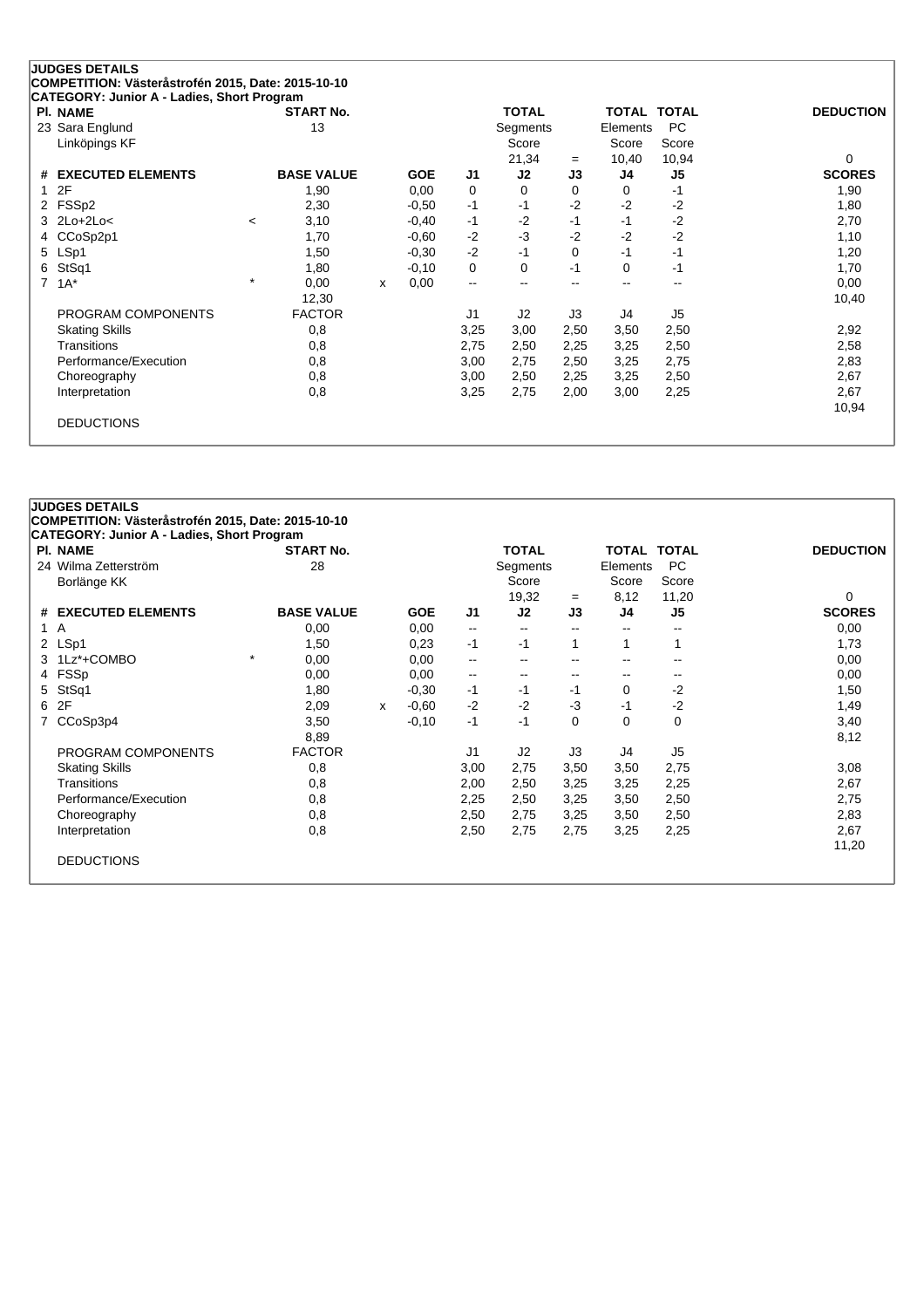**JUDGES DETAILS**
**COMPETITION: Västeråstrofén 2015, Date: 2015-10-10**
**CATEGORY: Junior A - Ladies, Short Program**

| Pl. | NAME | START No. | TOTAL Segments Score | = | TOTAL Elements Score | TOTAL PC Score | DEDUCTION |
|---|---|---|---|---|---|---|---|
| 23 | Sara Englund<br>Linköpings KF | 13 | 21,34 | = | 10,40 | 10,94 | 0 |

| # | EXECUTED ELEMENTS | | BASE VALUE | | GOE | J1 | J2 | J3 | J4 | J5 | SCORES |
|---|---|---|---|---|---|---|---|---|---|---|---|
| 1 | 2F | | 1,90 | | 0,00 | 0 | 0 | 0 | 0 | -1 | 1,90 |
| 2 | FSSp2 | | 2,30 | | -0,50 | -1 | -1 | -2 | -2 | -2 | 1,80 |
| 3 | 2Lo+2Lo< | < | 3,10 | | -0,40 | -1 | -2 | -1 | -1 | -2 | 2,70 |
| 4 | CCoSp2p1 | | 1,70 | | -0,60 | -2 | -3 | -2 | -2 | -2 | 1,10 |
| 5 | LSp1 | | 1,50 | | -0,30 | -2 | -1 | 0 | -1 | -1 | 1,20 |
| 6 | StSq1 | | 1,80 | | -0,10 | 0 | 0 | -1 | 0 | -1 | 1,70 |
| 7 | 1A* | * | 0,00 | x | 0,00 | -- | -- | -- | -- | -- | 0,00 |
| | | | 12,30 | | | | | | | | 10,40 |

| PROGRAM COMPONENTS | FACTOR | J1 | J2 | J3 | J4 | J5 | |
|---|---|---|---|---|---|---|---|
| Skating Skills | 0,8 | 3,25 | 3,00 | 2,50 | 3,50 | 2,50 | 2,92 |
| Transitions | 0,8 | 2,75 | 2,50 | 2,25 | 3,25 | 2,50 | 2,58 |
| Performance/Execution | 0,8 | 3,00 | 2,75 | 2,50 | 3,25 | 2,75 | 2,83 |
| Choreography | 0,8 | 3,00 | 2,50 | 2,25 | 3,25 | 2,50 | 2,67 |
| Interpretation | 0,8 | 3,25 | 2,75 | 2,00 | 3,00 | 2,25 | 2,67 |
| | | | | | | | 10,94 |

DEDUCTIONS

**JUDGES DETAILS**
**COMPETITION: Västeråstrofén 2015, Date: 2015-10-10**
**CATEGORY: Junior A - Ladies, Short Program**

| Pl. | NAME | START No. | TOTAL Segments Score | = | TOTAL Elements Score | TOTAL PC Score | DEDUCTION |
|---|---|---|---|---|---|---|---|
| 24 | Wilma Zetterström<br>Borlänge KK | 28 | 19,32 | = | 8,12 | 11,20 | 0 |

| # | EXECUTED ELEMENTS | | BASE VALUE | | GOE | J1 | J2 | J3 | J4 | J5 | SCORES |
|---|---|---|---|---|---|---|---|---|---|---|---|
| 1 | A | | 0,00 | | 0,00 | -- | -- | -- | -- | -- | 0,00 |
| 2 | LSp1 | | 1,50 | | 0,23 | -1 | -1 | 1 | 1 | 1 | 1,73 |
| 3 | 1Lz*+COMBO | * | 0,00 | | 0,00 | -- | -- | -- | -- | -- | 0,00 |
| 4 | FSSp | | 0,00 | | 0,00 | -- | -- | -- | -- | -- | 0,00 |
| 5 | StSq1 | | 1,80 | | -0,30 | -1 | -1 | -1 | 0 | -2 | 1,50 |
| 6 | 2F | | 2,09 | x | -0,60 | -2 | -2 | -3 | -1 | -2 | 1,49 |
| 7 | CCoSp3p4 | | 3,50 | | -0,10 | -1 | -1 | 0 | 0 | 0 | 3,40 |
| | | | 8,89 | | | | | | | | 8,12 |

| PROGRAM COMPONENTS | FACTOR | J1 | J2 | J3 | J4 | J5 | |
|---|---|---|---|---|---|---|---|
| Skating Skills | 0,8 | 3,00 | 2,75 | 3,50 | 3,50 | 2,75 | 3,08 |
| Transitions | 0,8 | 2,00 | 2,50 | 3,25 | 3,25 | 2,25 | 2,67 |
| Performance/Execution | 0,8 | 2,25 | 2,50 | 3,25 | 3,50 | 2,50 | 2,75 |
| Choreography | 0,8 | 2,50 | 2,75 | 3,25 | 3,50 | 2,50 | 2,83 |
| Interpretation | 0,8 | 2,50 | 2,75 | 2,75 | 3,25 | 2,25 | 2,67 |
| | | | | | | | 11,20 |

DEDUCTIONS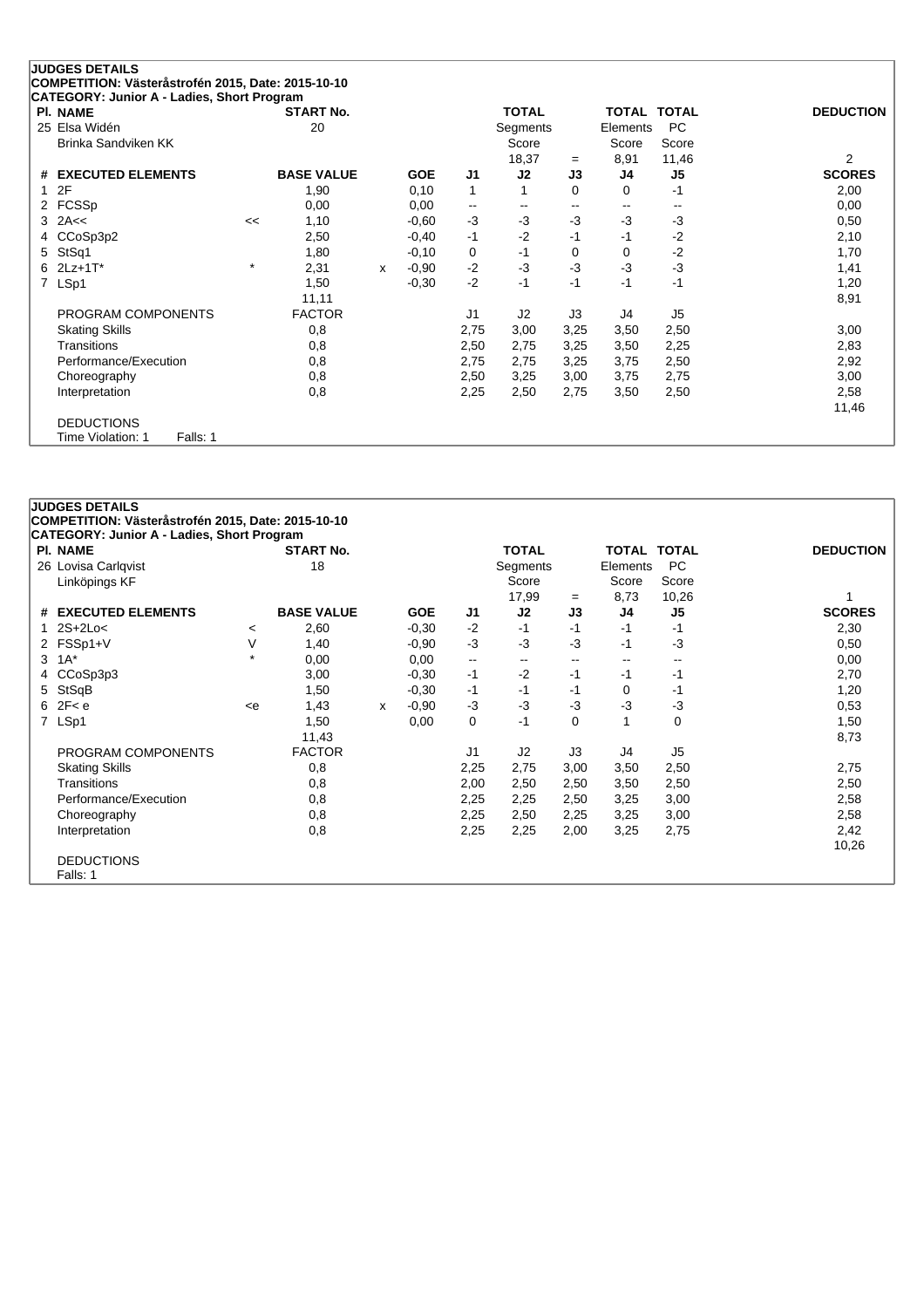## JUDGES DETAILS

**COMPETITION: Västeråstrofén 2015, Date: 2015-10-10**
**CATEGORY: Junior A - Ladies, Short Program**

| Pl. | NAME | START No. | TOTAL Segments Score | = | TOTAL Elements Score | TOTAL PC Score | DEDUCTION |
|---|---|---|---|---|---|---|---|
| 25 | Elsa Widén<br>Brinka Sandviken KK | 20 | 18,37 | = | 8,91 | 11,46 | 2 |

| # | EXECUTED ELEMENTS | | BASE VALUE | | GOE | J1 | J2 | J3 | J4 | J5 | SCORES |
|---|---|---|---|---|---|---|---|---|---|---|---|
| 1 | 2F | | 1,90 | | 0,10 | 1 | 1 | 0 | 0 | -1 | 2,00 |
| 2 | FCSSp | | 0,00 | | 0,00 | -- | -- | -- | -- | -- | 0,00 |
| 3 | 2A<< | << | 1,10 | | -0,60 | -3 | -3 | -3 | -3 | -3 | 0,50 |
| 4 | CCoSp3p2 | | 2,50 | | -0,40 | -1 | -2 | -1 | -1 | -2 | 2,10 |
| 5 | StSq1 | | 1,80 | | -0,10 | 0 | -1 | 0 | 0 | -2 | 1,70 |
| 6 | 2Lz+1T* | * | 2,31 | x | -0,90 | -2 | -3 | -3 | -3 | -3 | 1,41 |
| 7 | LSp1 | | 1,50 | | -0,30 | -2 | -1 | -1 | -1 | -1 | 1,20 |
| | | | 11,11 | | | | | | | | 8,91 |

| PROGRAM COMPONENTS | FACTOR | J1 | J2 | J3 | J4 | J5 | |
|---|---|---|---|---|---|---|---|
| Skating Skills | 0,8 | 2,75 | 3,00 | 3,25 | 3,50 | 2,50 | 3,00 |
| Transitions | 0,8 | 2,50 | 2,75 | 3,25 | 3,50 | 2,25 | 2,83 |
| Performance/Execution | 0,8 | 2,75 | 2,75 | 3,25 | 3,75 | 2,50 | 2,92 |
| Choreography | 0,8 | 2,50 | 3,25 | 3,00 | 3,75 | 2,75 | 3,00 |
| Interpretation | 0,8 | 2,25 | 2,50 | 2,75 | 3,50 | 2,50 | 2,58 |
| | | | | | | | 11,46 |

DEDUCTIONS
Time Violation: 1 Falls: 1

## JUDGES DETAILS

**COMPETITION: Västeråstrofén 2015, Date: 2015-10-10**
**CATEGORY: Junior A - Ladies, Short Program**

| Pl. | NAME | START No. | TOTAL Segments Score | = | TOTAL Elements Score | TOTAL PC Score | DEDUCTION |
|---|---|---|---|---|---|---|---|
| 26 | Lovisa Carlqvist<br>Linköpings KF | 18 | 17,99 | = | 8,73 | 10,26 | 1 |

| # | EXECUTED ELEMENTS | | BASE VALUE | | GOE | J1 | J2 | J3 | J4 | J5 | SCORES |
|---|---|---|---|---|---|---|---|---|---|---|---|
| 1 | 2S+2Lo< | < | 2,60 | | -0,30 | -2 | -1 | -1 | -1 | -1 | 2,30 |
| 2 | FSSp1+V | V | 1,40 | | -0,90 | -3 | -3 | -3 | -1 | -3 | 0,50 |
| 3 | 1A* | * | 0,00 | | 0,00 | -- | -- | -- | -- | -- | 0,00 |
| 4 | CCoSp3p3 | | 3,00 | | -0,30 | -1 | -2 | -1 | -1 | -1 | 2,70 |
| 5 | StSqB | | 1,50 | | -0,30 | -1 | -1 | -1 | 0 | -1 | 1,20 |
| 6 | 2F< e | <e | 1,43 | x | -0,90 | -3 | -3 | -3 | -3 | -3 | 0,53 |
| 7 | LSp1 | | 1,50 | | 0,00 | 0 | -1 | 0 | 1 | 0 | 1,50 |
| | | | 11,43 | | | | | | | | 8,73 |

| PROGRAM COMPONENTS | FACTOR | J1 | J2 | J3 | J4 | J5 | |
|---|---|---|---|---|---|---|---|
| Skating Skills | 0,8 | 2,25 | 2,75 | 3,00 | 3,50 | 2,50 | 2,75 |
| Transitions | 0,8 | 2,00 | 2,50 | 2,50 | 3,50 | 2,50 | 2,50 |
| Performance/Execution | 0,8 | 2,25 | 2,25 | 2,50 | 3,25 | 3,00 | 2,58 |
| Choreography | 0,8 | 2,25 | 2,50 | 2,25 | 3,25 | 3,00 | 2,58 |
| Interpretation | 0,8 | 2,25 | 2,25 | 2,00 | 3,25 | 2,75 | 2,42 |
| | | | | | | | 10,26 |

DEDUCTIONS
Falls: 1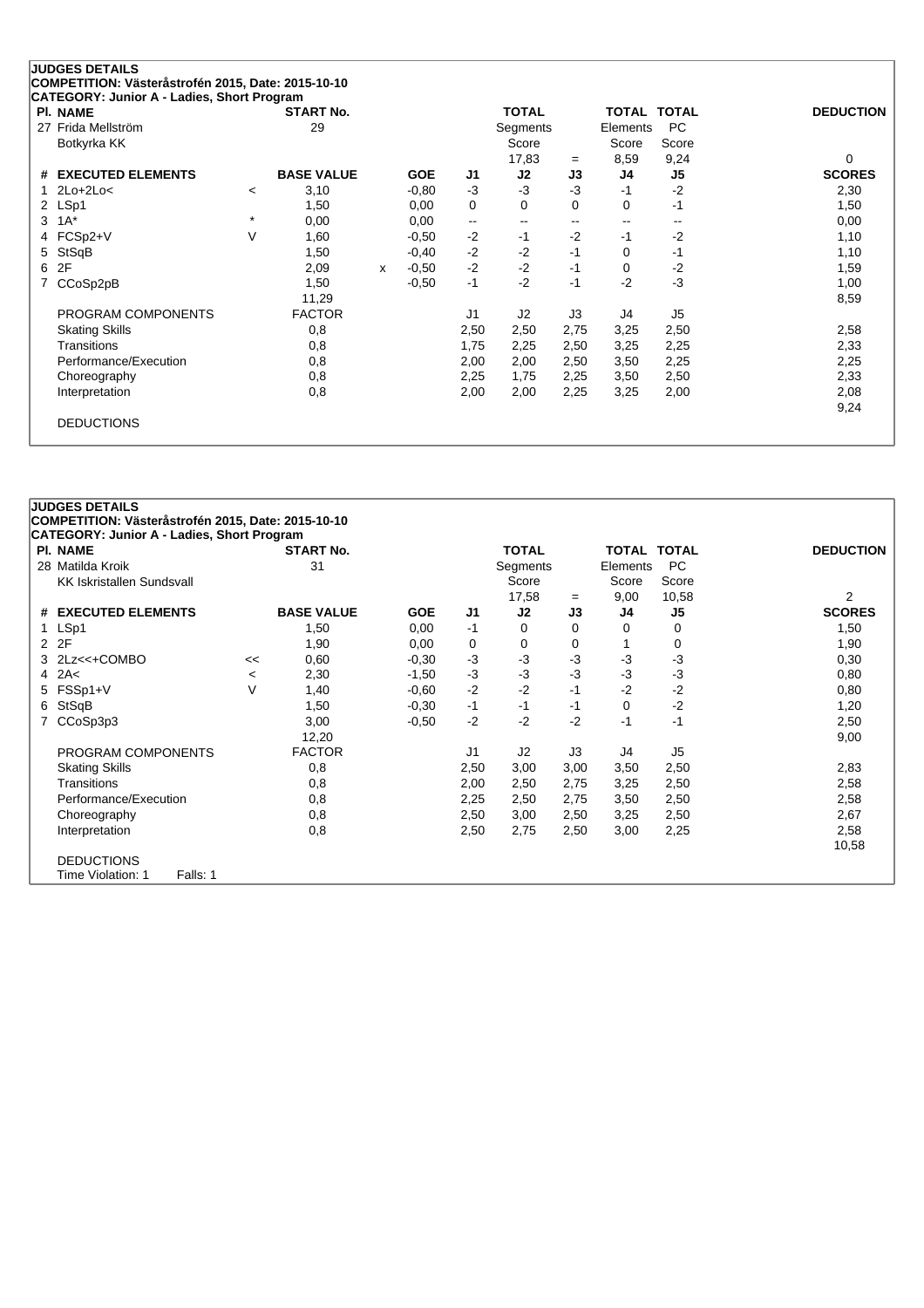**JUDGES DETAILS**
**COMPETITION: Västeråstrofén 2015, Date: 2015-10-10**
**CATEGORY: Junior A - Ladies, Short Program**

| Pl. | NAME | START No. | TOTAL Segments Score | = | TOTAL Elements Score | TOTAL PC Score | DEDUCTION |
|---|---|---|---|---|---|---|---|
| 27 | Frida Mellström<br>Botkyrka KK | 29 | 17,83 | = | 8,59 | 9,24 | 0 |

| # | EXECUTED ELEMENTS | | BASE VALUE | | GOE | J1 | J2 | J3 | J4 | J5 | SCORES |
|---|---|---|---|---|---|---|---|---|---|---|---|
| 1 | 2Lo+2Lo< | < | 3,10 | | -0,80 | -3 | -3 | -3 | -1 | -2 | 2,30 |
| 2 | LSp1 | | 1,50 | | 0,00 | 0 | 0 | 0 | 0 | -1 | 1,50 |
| 3 | 1A* | * | 0,00 | | 0,00 | -- | -- | -- | -- | -- | 0,00 |
| 4 | FCSp2+V | V | 1,60 | | -0,50 | -2 | -1 | -2 | -1 | -2 | 1,10 |
| 5 | StSqB | | 1,50 | | -0,40 | -2 | -2 | -1 | 0 | -1 | 1,10 |
| 6 | 2F | | 2,09 | x | -0,50 | -2 | -2 | -1 | 0 | -2 | 1,59 |
| 7 | CCoSp2pB | | 1,50 | | -0,50 | -1 | -2 | -1 | -2 | -3 | 1,00 |
| | | | 11,29 | | | | | | | | 8,59 |

| PROGRAM COMPONENTS | FACTOR | J1 | J2 | J3 | J4 | J5 | |
|---|---|---|---|---|---|---|---|
| Skating Skills | 0,8 | 2,50 | 2,50 | 2,75 | 3,25 | 2,50 | 2,58 |
| Transitions | 0,8 | 1,75 | 2,25 | 2,50 | 3,25 | 2,25 | 2,33 |
| Performance/Execution | 0,8 | 2,00 | 2,00 | 2,50 | 3,50 | 2,25 | 2,25 |
| Choreography | 0,8 | 2,25 | 1,75 | 2,25 | 3,50 | 2,50 | 2,33 |
| Interpretation | 0,8 | 2,00 | 2,00 | 2,25 | 3,25 | 2,00 | 2,08 |
| | | | | | | | 9,24 |

DEDUCTIONS

**JUDGES DETAILS**
**COMPETITION: Västeråstrofén 2015, Date: 2015-10-10**
**CATEGORY: Junior A - Ladies, Short Program**

| Pl. | NAME | START No. | TOTAL Segments Score | = | TOTAL Elements Score | TOTAL PC Score | DEDUCTION |
|---|---|---|---|---|---|---|---|
| 28 | Matilda Kroik<br>KK Iskristallen Sundsvall | 31 | 17,58 | = | 9,00 | 10,58 | 2 |

| # | EXECUTED ELEMENTS | | BASE VALUE | GOE | J1 | J2 | J3 | J4 | J5 | SCORES |
|---|---|---|---|---|---|---|---|---|---|---|
| 1 | LSp1 | | 1,50 | 0,00 | -1 | 0 | 0 | 0 | 0 | 1,50 |
| 2 | 2F | | 1,90 | 0,00 | 0 | 0 | 0 | 1 | 0 | 1,90 |
| 3 | 2Lz<<+COMBO | << | 0,60 | -0,30 | -3 | -3 | -3 | -3 | -3 | 0,30 |
| 4 | 2A< | < | 2,30 | -1,50 | -3 | -3 | -3 | -3 | -3 | 0,80 |
| 5 | FSSp1+V | V | 1,40 | -0,60 | -2 | -2 | -1 | -2 | -2 | 0,80 |
| 6 | StSqB | | 1,50 | -0,30 | -1 | -1 | -1 | 0 | -2 | 1,20 |
| 7 | CCoSp3p3 | | 3,00 | -0,50 | -2 | -2 | -2 | -1 | -1 | 2,50 |
| | | | 12,20 | | | | | | | 9,00 |

| PROGRAM COMPONENTS | FACTOR | J1 | J2 | J3 | J4 | J5 | |
|---|---|---|---|---|---|---|---|
| Skating Skills | 0,8 | 2,50 | 3,00 | 3,00 | 3,50 | 2,50 | 2,83 |
| Transitions | 0,8 | 2,00 | 2,50 | 2,75 | 3,25 | 2,50 | 2,58 |
| Performance/Execution | 0,8 | 2,25 | 2,50 | 2,75 | 3,50 | 2,50 | 2,58 |
| Choreography | 0,8 | 2,50 | 3,00 | 2,50 | 3,25 | 2,50 | 2,67 |
| Interpretation | 0,8 | 2,50 | 2,75 | 2,50 | 3,00 | 2,25 | 2,58 |
| | | | | | | | 10,58 |

DEDUCTIONS
Time Violation: 1 Falls: 1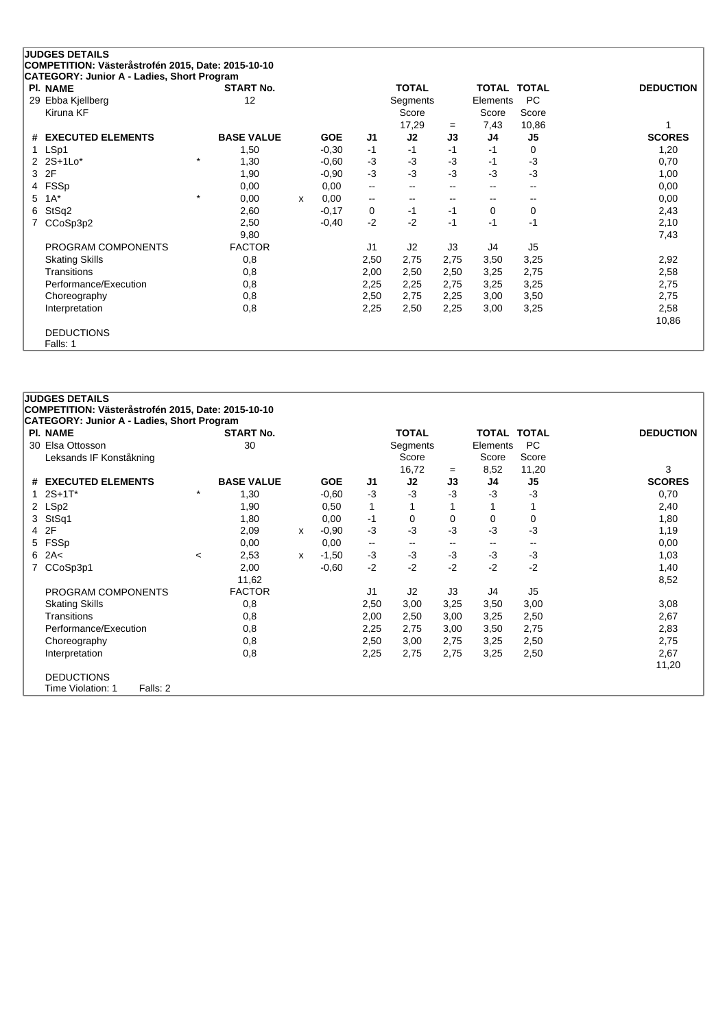## JUDGES DETAILS

**COMPETITION: Västeråstrofén 2015, Date: 2015-10-10**

**CATEGORY: Junior A - Ladies, Short Program**

| Pl. | NAME | START No. | TOTAL Segments Score | = | TOTAL Elements Score | TOTAL PC Score | DEDUCTION |
|---|---|---|---|---|---|---|---|
| 29 | Ebba Kjellberg<br>Kiruna KF | 12 | 17,29 | = | 7,43 | 10,86 | 1 |

| # | EXECUTED ELEMENTS | | BASE VALUE | | GOE | J1 | J2 | J3 | J4 | J5 | SCORES |
|---|---|---|---|---|---|---|---|---|---|---|---|
| 1 | LSp1 | | 1,50 | | -0,30 | -1 | -1 | -1 | -1 | 0 | 1,20 |
| 2 | 2S+1Lo* | * | 1,30 | | -0,60 | -3 | -3 | -3 | -1 | -3 | 0,70 |
| 3 | 2F | | 1,90 | | -0,90 | -3 | -3 | -3 | -3 | -3 | 1,00 |
| 4 | FSSp | | 0,00 | | 0,00 | -- | -- | -- | -- | -- | 0,00 |
| 5 | 1A* | * | 0,00 | x | 0,00 | -- | -- | -- | -- | -- | 0,00 |
| 6 | StSq2 | | 2,60 | | -0,17 | 0 | -1 | -1 | 0 | 0 | 2,43 |
| 7 | CCoSp3p2 | | 2,50 | | -0,40 | -2 | -2 | -1 | -1 | -1 | 2,10 |
| | | | 9,80 | | | | | | | | 7,43 |

| PROGRAM COMPONENTS | FACTOR | J1 | J2 | J3 | J4 | J5 | |
|---|---|---|---|---|---|---|---|
| Skating Skills | 0,8 | 2,50 | 2,75 | 2,75 | 3,50 | 3,25 | 2,92 |
| Transitions | 0,8 | 2,00 | 2,50 | 2,50 | 3,25 | 2,75 | 2,58 |
| Performance/Execution | 0,8 | 2,25 | 2,25 | 2,75 | 3,25 | 3,25 | 2,75 |
| Choreography | 0,8 | 2,50 | 2,75 | 2,25 | 3,00 | 3,50 | 2,75 |
| Interpretation | 0,8 | 2,25 | 2,50 | 2,25 | 3,00 | 3,25 | 2,58 |
| | | | | | | | 10,86 |

DEDUCTIONS
Falls: 1

## JUDGES DETAILS

**COMPETITION: Västeråstrofén 2015, Date: 2015-10-10**

**CATEGORY: Junior A - Ladies, Short Program**

| Pl. | NAME | START No. | TOTAL Segments Score | = | TOTAL Elements Score | TOTAL PC Score | DEDUCTION |
|---|---|---|---|---|---|---|---|
| 30 | Elsa Ottosson<br>Leksands IF Konståkning | 30 | 16,72 | = | 8,52 | 11,20 | 3 |

| # | EXECUTED ELEMENTS | | BASE VALUE | | GOE | J1 | J2 | J3 | J4 | J5 | SCORES |
|---|---|---|---|---|---|---|---|---|---|---|---|
| 1 | 2S+1T* | * | 1,30 | | -0,60 | -3 | -3 | -3 | -3 | -3 | 0,70 |
| 2 | LSp2 | | 1,90 | | 0,50 | 1 | 1 | 1 | 1 | 1 | 2,40 |
| 3 | StSq1 | | 1,80 | | 0,00 | -1 | 0 | 0 | 0 | 0 | 1,80 |
| 4 | 2F | | 2,09 | x | -0,90 | -3 | -3 | -3 | -3 | -3 | 1,19 |
| 5 | FSSp | | 0,00 | | 0,00 | -- | -- | -- | -- | -- | 0,00 |
| 6 | 2A< | < | 2,53 | x | -1,50 | -3 | -3 | -3 | -3 | -3 | 1,03 |
| 7 | CCoSp3p1 | | 2,00 | | -0,60 | -2 | -2 | -2 | -2 | -2 | 1,40 |
| | | | 11,62 | | | | | | | | 8,52 |

| PROGRAM COMPONENTS | FACTOR | J1 | J2 | J3 | J4 | J5 | |
|---|---|---|---|---|---|---|---|
| Skating Skills | 0,8 | 2,50 | 3,00 | 3,25 | 3,50 | 3,00 | 3,08 |
| Transitions | 0,8 | 2,00 | 2,50 | 3,00 | 3,25 | 2,50 | 2,67 |
| Performance/Execution | 0,8 | 2,25 | 2,75 | 3,00 | 3,50 | 2,75 | 2,83 |
| Choreography | 0,8 | 2,50 | 3,00 | 2,75 | 3,25 | 2,50 | 2,75 |
| Interpretation | 0,8 | 2,25 | 2,75 | 2,75 | 3,25 | 2,50 | 2,67 |
| | | | | | | | 11,20 |

DEDUCTIONS
Time Violation: 1 Falls: 2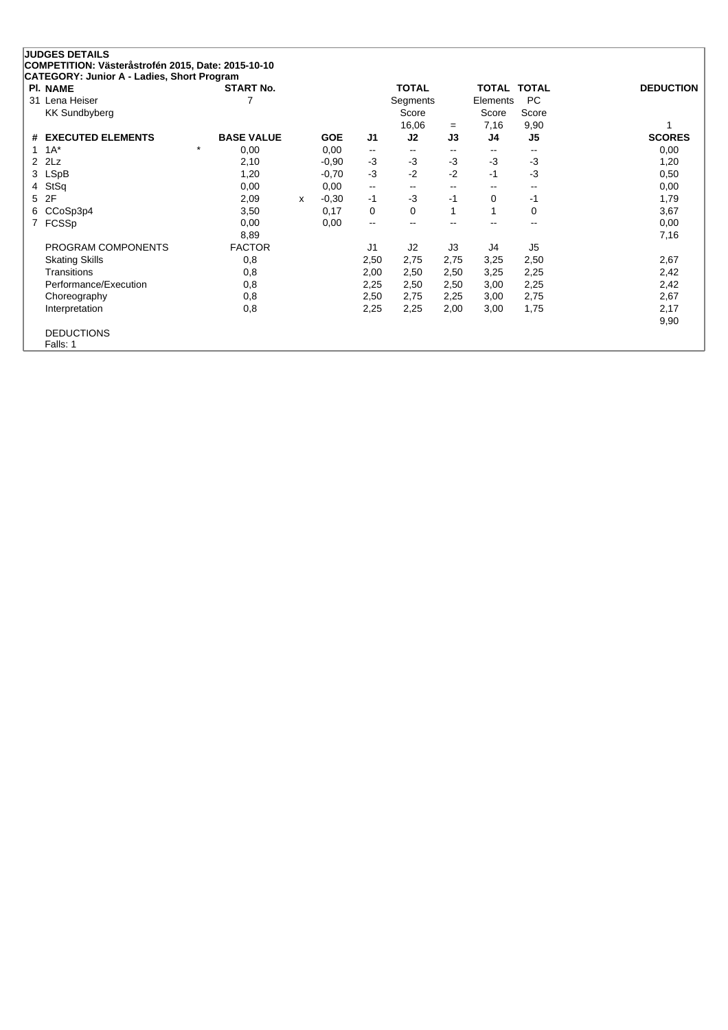**JUDGES DETAILS**
**COMPETITION: Västeråstrofén 2015, Date: 2015-10-10**
**CATEGORY: Junior A - Ladies, Short Program**

| Pl. NAME | START No. | TOTAL Segments Score | = | TOTAL Elements Score | TOTAL PC Score | DEDUCTION |
|---|---|---|---|---|---|---|
| 31 Lena Heiser | 7 | 16,06 | = | 7,16 | 9,90 | 1 |
| KK Sundbyberg | | | | | | |

| # | EXECUTED ELEMENTS | | BASE VALUE | | GOE | J1 | J2 | J3 | J4 | J5 | SCORES |
|---|---|---|---|---|---|---|---|---|---|---|---|
| 1 | 1A* | * | 0,00 | | 0,00 | -- | -- | -- | -- | -- | 0,00 |
| 2 | 2Lz | | 2,10 | | -0,90 | -3 | -3 | -3 | -3 | -3 | 1,20 |
| 3 | LSpB | | 1,20 | | -0,70 | -3 | -2 | -2 | -1 | -3 | 0,50 |
| 4 | StSq | | 0,00 | | 0,00 | -- | -- | -- | -- | -- | 0,00 |
| 5 | 2F | | 2,09 | x | -0,30 | -1 | -3 | -1 | 0 | -1 | 1,79 |
| 6 | CCoSp3p4 | | 3,50 | | 0,17 | 0 | 0 | 1 | 1 | 0 | 3,67 |
| 7 | FCSSp | | 0,00 | | 0,00 | -- | -- | -- | -- | -- | 0,00 |
| | | | 8,89 | | | | | | | | 7,16 |

| PROGRAM COMPONENTS | FACTOR | J1 | J2 | J3 | J4 | J5 | |
|---|---|---|---|---|---|---|---|
| Skating Skills | 0,8 | 2,50 | 2,75 | 2,75 | 3,25 | 2,50 | 2,67 |
| Transitions | 0,8 | 2,00 | 2,50 | 2,50 | 3,25 | 2,25 | 2,42 |
| Performance/Execution | 0,8 | 2,25 | 2,50 | 2,50 | 3,00 | 2,25 | 2,42 |
| Choreography | 0,8 | 2,50 | 2,75 | 2,25 | 3,00 | 2,75 | 2,67 |
| Interpretation | 0,8 | 2,25 | 2,25 | 2,00 | 3,00 | 1,75 | 2,17 |
| | | | | | | | 9,90 |

DEDUCTIONS
Falls: 1